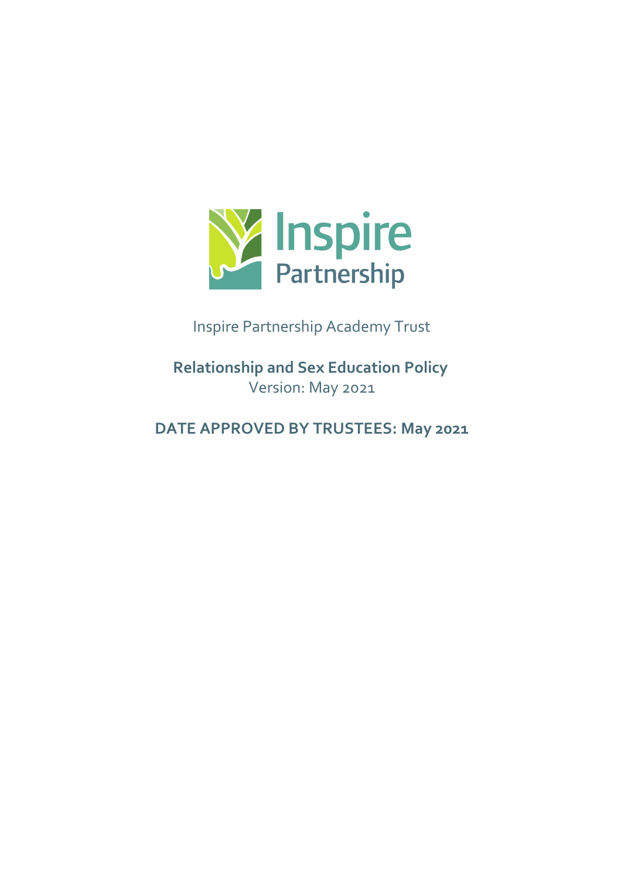Inspire Partnership

Inspire Partnership Academy Trust

**Relationship and Sex Education Policy**
Version: May 2021

**DATE APPROVED BY TRUSTEES: May 2021**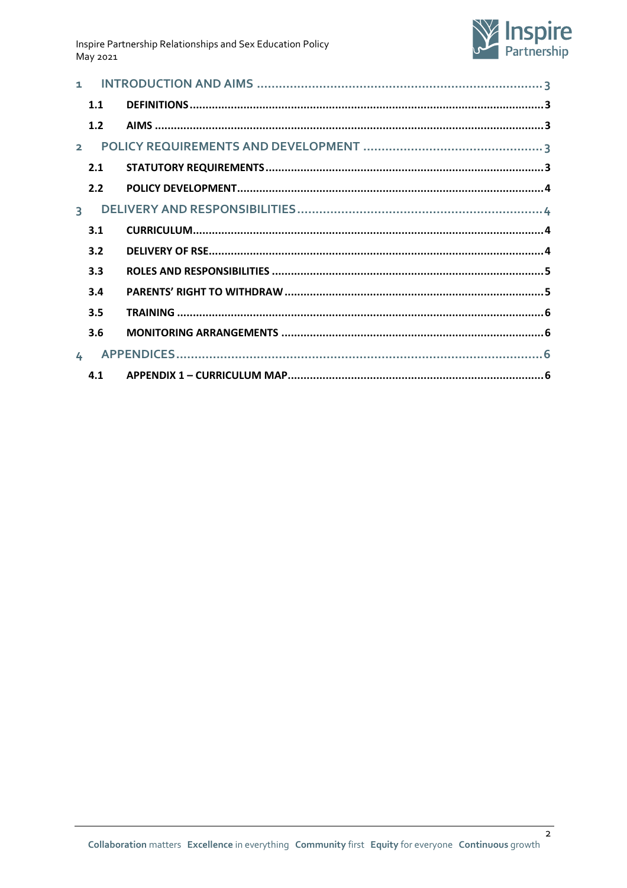1 INTRODUCTION AND AIMS ............................................................................. 3

  1.1 DEFINITIONS ............................................................................................. 3

  1.2 AIMS ......................................................................................................... 3

2 POLICY REQUIREMENTS AND DEVELOPMENT ................................................ 3

  2.1 STATUTORY REQUIREMENTS ...................................................................... 3

  2.2 POLICY DEVELOPMENT ............................................................................... 4

3 DELIVERY AND RESPONSIBILITIES .................................................................. 4

  3.1 CURRICULUM ............................................................................................ 4

  3.2 DELIVERY OF RSE ....................................................................................... 4

  3.3 ROLES AND RESPONSIBILITIES .................................................................... 5

  3.4 PARENTS' RIGHT TO WITHDRAW ................................................................ 5

  3.5 TRAINING .................................................................................................. 6

  3.6 MONITORING ARRANGEMENTS ................................................................. 6

4 APPENDICES .................................................................................................. 6

  4.1 APPENDIX 1 – CURRICULUM MAP ............................................................... 6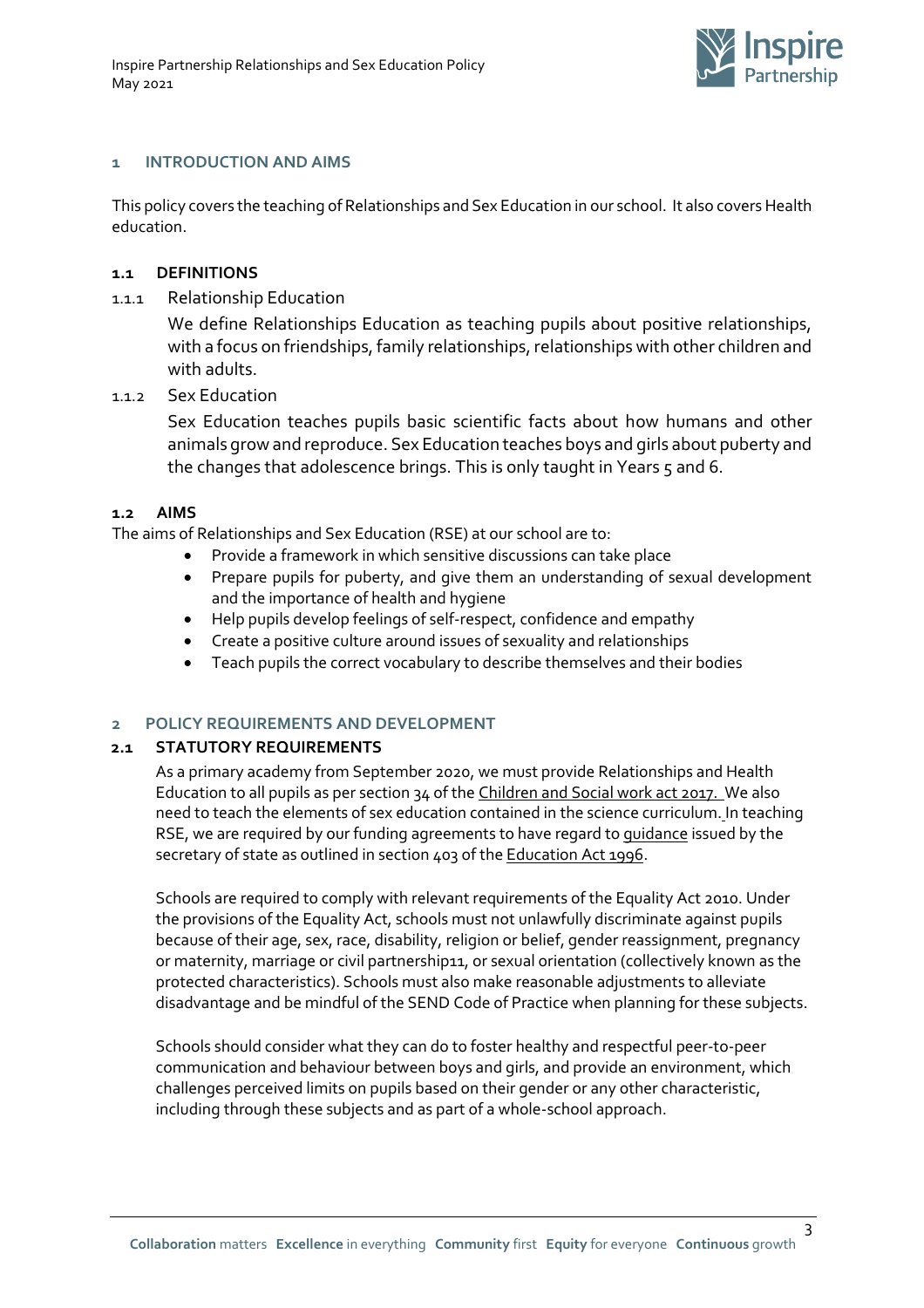## 1 INTRODUCTION AND AIMS

This policy covers the teaching of Relationships and Sex Education in our school. It also covers Health education.

### 1.1 DEFINITIONS

#### 1.1.1 Relationship Education

We define Relationships Education as teaching pupils about positive relationships, with a focus on friendships, family relationships, relationships with other children and with adults.

#### 1.1.2 Sex Education

Sex Education teaches pupils basic scientific facts about how humans and other animals grow and reproduce. Sex Education teaches boys and girls about puberty and the changes that adolescence brings. This is only taught in Years 5 and 6.

### 1.2 AIMS

The aims of Relationships and Sex Education (RSE) at our school are to:

- Provide a framework in which sensitive discussions can take place
- Prepare pupils for puberty, and give them an understanding of sexual development and the importance of health and hygiene
- Help pupils develop feelings of self-respect, confidence and empathy
- Create a positive culture around issues of sexuality and relationships
- Teach pupils the correct vocabulary to describe themselves and their bodies

## 2 POLICY REQUIREMENTS AND DEVELOPMENT

### 2.1 STATUTORY REQUIREMENTS

As a primary academy from September 2020, we must provide Relationships and Health Education to all pupils as per section 34 of the Children and Social work act 2017. We also need to teach the elements of sex education contained in the science curriculum. In teaching RSE, we are required by our funding agreements to have regard to guidance issued by the secretary of state as outlined in section 403 of the Education Act 1996.

Schools are required to comply with relevant requirements of the Equality Act 2010. Under the provisions of the Equality Act, schools must not unlawfully discriminate against pupils because of their age, sex, race, disability, religion or belief, gender reassignment, pregnancy or maternity, marriage or civil partnership11, or sexual orientation (collectively known as the protected characteristics). Schools must also make reasonable adjustments to alleviate disadvantage and be mindful of the SEND Code of Practice when planning for these subjects.

Schools should consider what they can do to foster healthy and respectful peer-to-peer communication and behaviour between boys and girls, and provide an environment, which challenges perceived limits on pupils based on their gender or any other characteristic, including through these subjects and as part of a whole-school approach.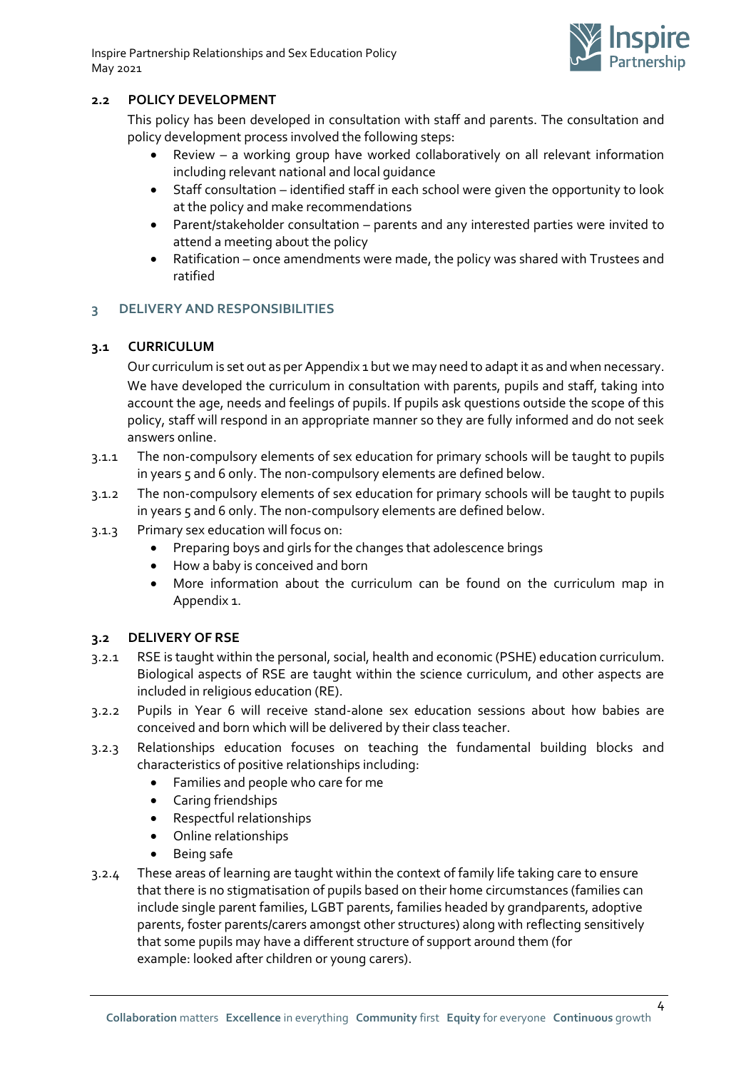### 2.2 POLICY DEVELOPMENT

This policy has been developed in consultation with staff and parents. The consultation and policy development process involved the following steps:

- Review – a working group have worked collaboratively on all relevant information including relevant national and local guidance
- Staff consultation – identified staff in each school were given the opportunity to look at the policy and make recommendations
- Parent/stakeholder consultation – parents and any interested parties were invited to attend a meeting about the policy
- Ratification – once amendments were made, the policy was shared with Trustees and ratified

## 3 DELIVERY AND RESPONSIBILITIES

### 3.1 CURRICULUM

Our curriculum is set out as per Appendix 1 but we may need to adapt it as and when necessary. We have developed the curriculum in consultation with parents, pupils and staff, taking into account the age, needs and feelings of pupils. If pupils ask questions outside the scope of this policy, staff will respond in an appropriate manner so they are fully informed and do not seek answers online.

3.1.1 The non-compulsory elements of sex education for primary schools will be taught to pupils in years 5 and 6 only. The non-compulsory elements are defined below.

3.1.2 The non-compulsory elements of sex education for primary schools will be taught to pupils in years 5 and 6 only. The non-compulsory elements are defined below.

3.1.3 Primary sex education will focus on:

- Preparing boys and girls for the changes that adolescence brings
- How a baby is conceived and born
- More information about the curriculum can be found on the curriculum map in Appendix 1.

### 3.2 DELIVERY OF RSE

3.2.1 RSE is taught within the personal, social, health and economic (PSHE) education curriculum. Biological aspects of RSE are taught within the science curriculum, and other aspects are included in religious education (RE).

3.2.2 Pupils in Year 6 will receive stand-alone sex education sessions about how babies are conceived and born which will be delivered by their class teacher.

3.2.3 Relationships education focuses on teaching the fundamental building blocks and characteristics of positive relationships including:

- Families and people who care for me
- Caring friendships
- Respectful relationships
- Online relationships
- Being safe

3.2.4 These areas of learning are taught within the context of family life taking care to ensure that there is no stigmatisation of pupils based on their home circumstances (families can include single parent families, LGBT parents, families headed by grandparents, adoptive parents, foster parents/carers amongst other structures) along with reflecting sensitively that some pupils may have a different structure of support around them (for example: looked after children or young carers).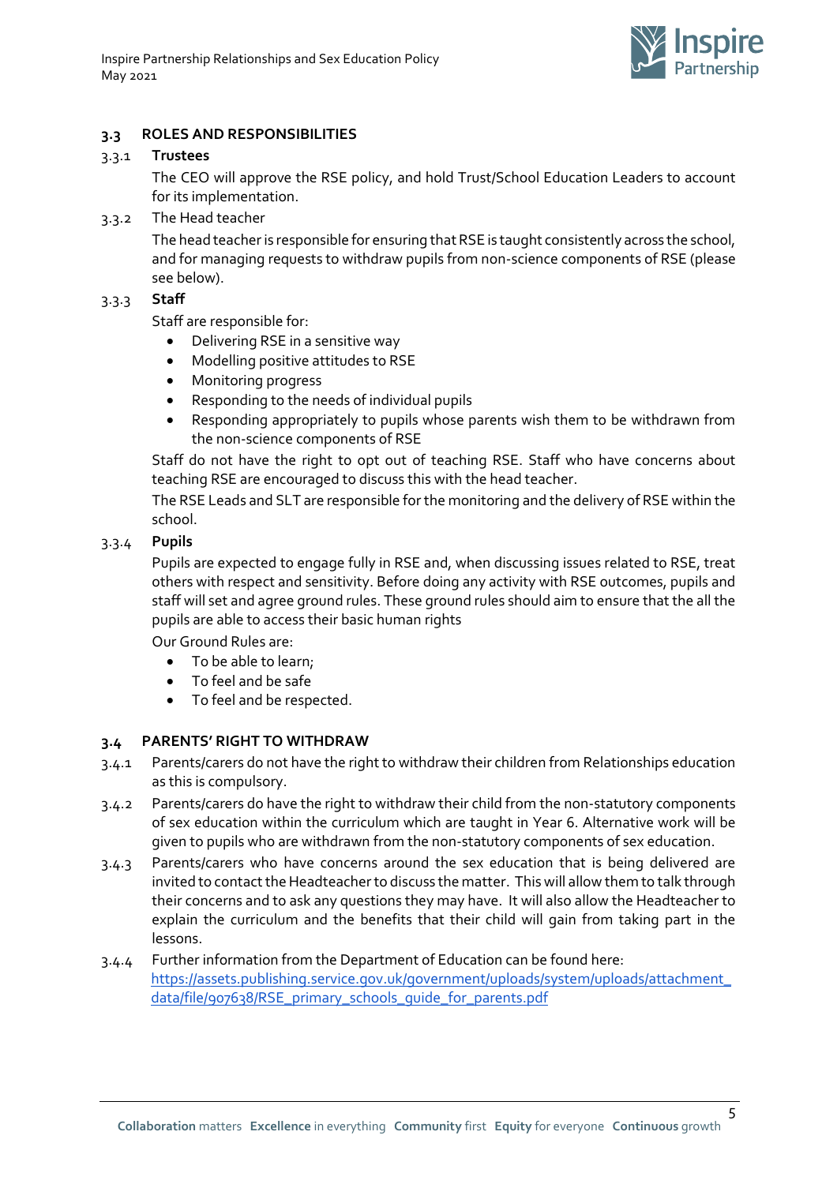## 3.3 ROLES AND RESPONSIBILITIES

### 3.3.1 Trustees

The CEO will approve the RSE policy, and hold Trust/School Education Leaders to account for its implementation.

### 3.3.2 The Head teacher

The head teacher is responsible for ensuring that RSE is taught consistently across the school, and for managing requests to withdraw pupils from non-science components of RSE (please see below).

### 3.3.3 Staff

Staff are responsible for:

- Delivering RSE in a sensitive way
- Modelling positive attitudes to RSE
- Monitoring progress
- Responding to the needs of individual pupils
- Responding appropriately to pupils whose parents wish them to be withdrawn from the non-science components of RSE

Staff do not have the right to opt out of teaching RSE. Staff who have concerns about teaching RSE are encouraged to discuss this with the head teacher.

The RSE Leads and SLT are responsible for the monitoring and the delivery of RSE within the school.

### 3.3.4 Pupils

Pupils are expected to engage fully in RSE and, when discussing issues related to RSE, treat others with respect and sensitivity. Before doing any activity with RSE outcomes, pupils and staff will set and agree ground rules. These ground rules should aim to ensure that the all the pupils are able to access their basic human rights

Our Ground Rules are:

- To be able to learn;
- To feel and be safe
- To feel and be respected.

## 3.4 PARENTS' RIGHT TO WITHDRAW

3.4.1 Parents/carers do not have the right to withdraw their children from Relationships education as this is compulsory.

3.4.2 Parents/carers do have the right to withdraw their child from the non-statutory components of sex education within the curriculum which are taught in Year 6. Alternative work will be given to pupils who are withdrawn from the non-statutory components of sex education.

3.4.3 Parents/carers who have concerns around the sex education that is being delivered are invited to contact the Headteacher to discuss the matter. This will allow them to talk through their concerns and to ask any questions they may have. It will also allow the Headteacher to explain the curriculum and the benefits that their child will gain from taking part in the lessons.

3.4.4 Further information from the Department of Education can be found here: https://assets.publishing.service.gov.uk/government/uploads/system/uploads/attachment_data/file/907638/RSE_primary_schools_guide_for_parents.pdf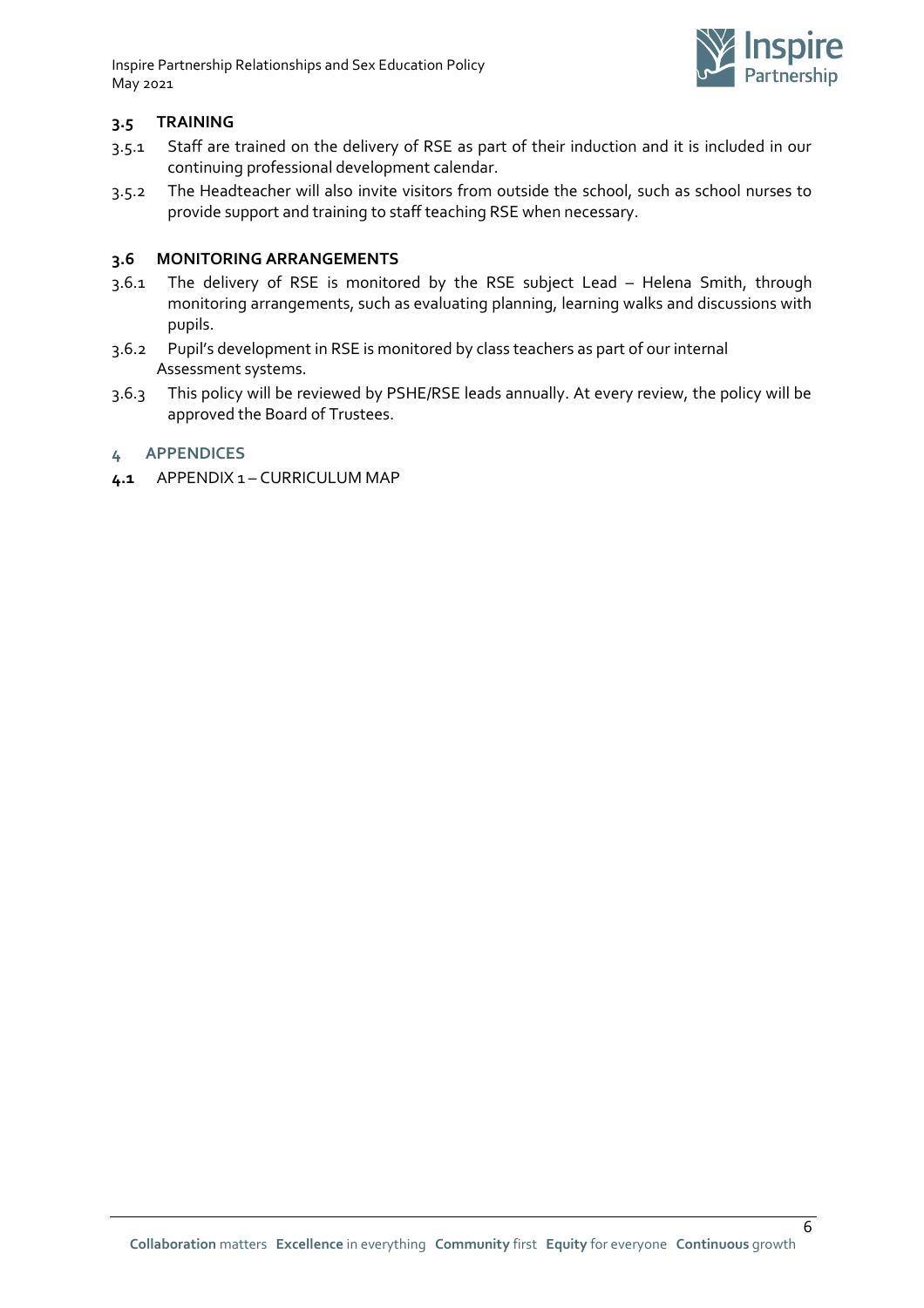### 3.5 TRAINING

3.5.1 Staff are trained on the delivery of RSE as part of their induction and it is included in our continuing professional development calendar.

3.5.2 The Headteacher will also invite visitors from outside the school, such as school nurses to provide support and training to staff teaching RSE when necessary.

### 3.6 MONITORING ARRANGEMENTS

3.6.1 The delivery of RSE is monitored by the RSE subject Lead – Helena Smith, through monitoring arrangements, such as evaluating planning, learning walks and discussions with pupils.

3.6.2 Pupil's development in RSE is monitored by class teachers as part of our internal Assessment systems.

3.6.3 This policy will be reviewed by PSHE/RSE leads annually. At every review, the policy will be approved the Board of Trustees.

## 4 APPENDICES

**4.1** APPENDIX 1 – CURRICULUM MAP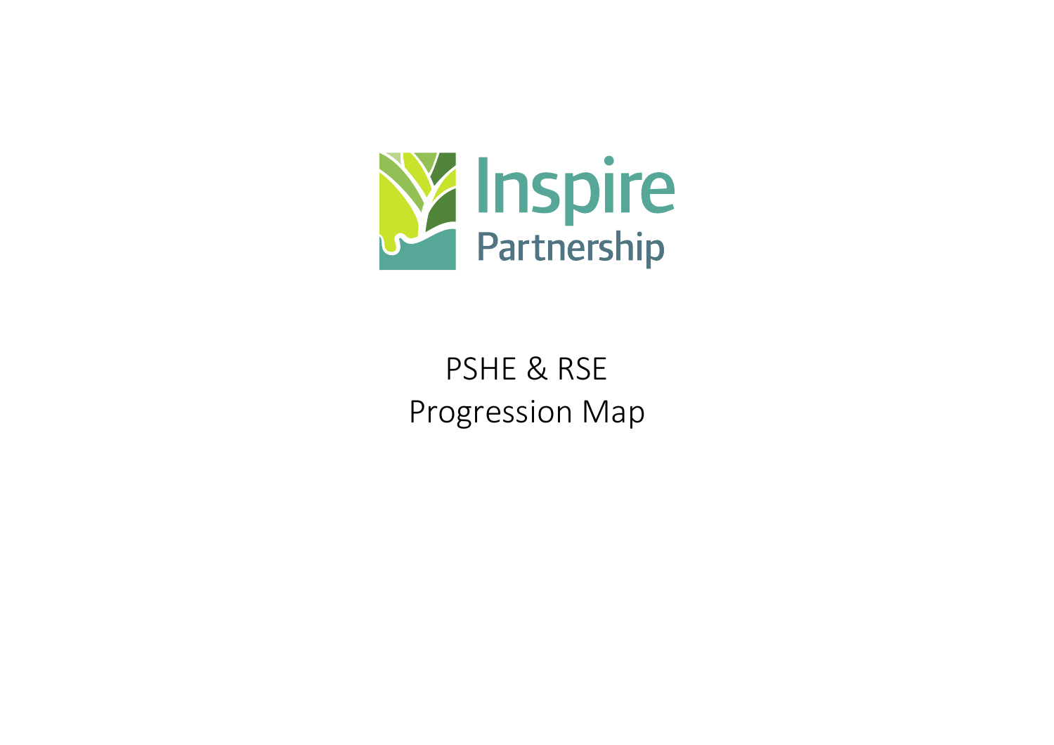Inspire Partnership

# PSHE & RSE Progression Map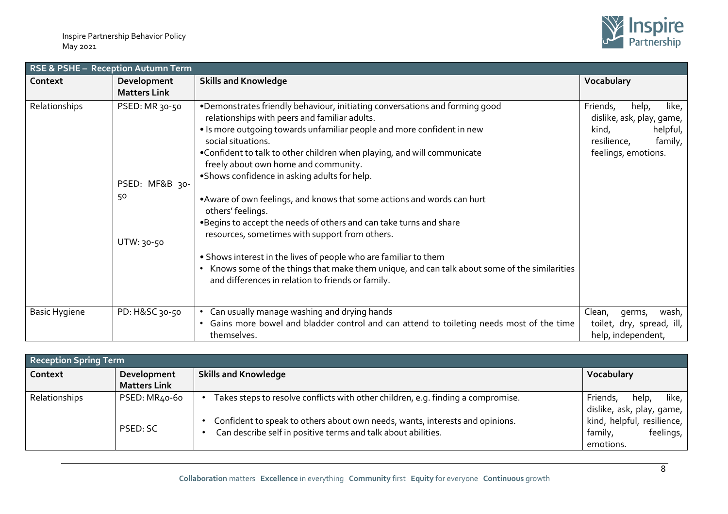| RSE & PSHE – Reception Autumn Term | | | |
|---|---|---|---|
| **Context** | **Development Matters Link** | **Skills and Knowledge** | **Vocabulary** |
| Relationships | PSED: MR 30-50<br><br>PSED: MF&B 30-50<br><br>UTW: 30-50 | •Demonstrates friendly behaviour, initiating conversations and forming good relationships with peers and familiar adults.<br>• Is more outgoing towards unfamiliar people and more confident in new social situations.<br>•Confident to talk to other children when playing, and will communicate freely about own home and community.<br>•Shows confidence in asking adults for help.<br><br>•Aware of own feelings, and knows that some actions and words can hurt others' feelings.<br>•Begins to accept the needs of others and can take turns and share resources, sometimes with support from others.<br><br>• Shows interest in the lives of people who are familiar to them<br>• Knows some of the things that make them unique, and can talk about some of the similarities and differences in relation to friends or family. | Friends, help, like, dislike, ask, play, game, kind, helpful, resilience, family, feelings, emotions. |
| Basic Hygiene | PD: H&SC 30-50 | • Can usually manage washing and drying hands<br>• Gains more bowel and bladder control and can attend to toileting needs most of the time themselves. | Clean, germs, wash, toilet, dry, spread, ill, help, independent, |

| Reception Spring Term | | | |
|---|---|---|---|
| **Context** | **Development Matters Link** | **Skills and Knowledge** | **Vocabulary** |
| Relationships | PSED: MR40-60<br><br>PSED: SC | • Takes steps to resolve conflicts with other children, e.g. finding a compromise.<br><br>• Confident to speak to others about own needs, wants, interests and opinions.<br>• Can describe self in positive terms and talk about abilities. | Friends, help, like, dislike, ask, play, game, kind, helpful, resilience, family, feelings, emotions. |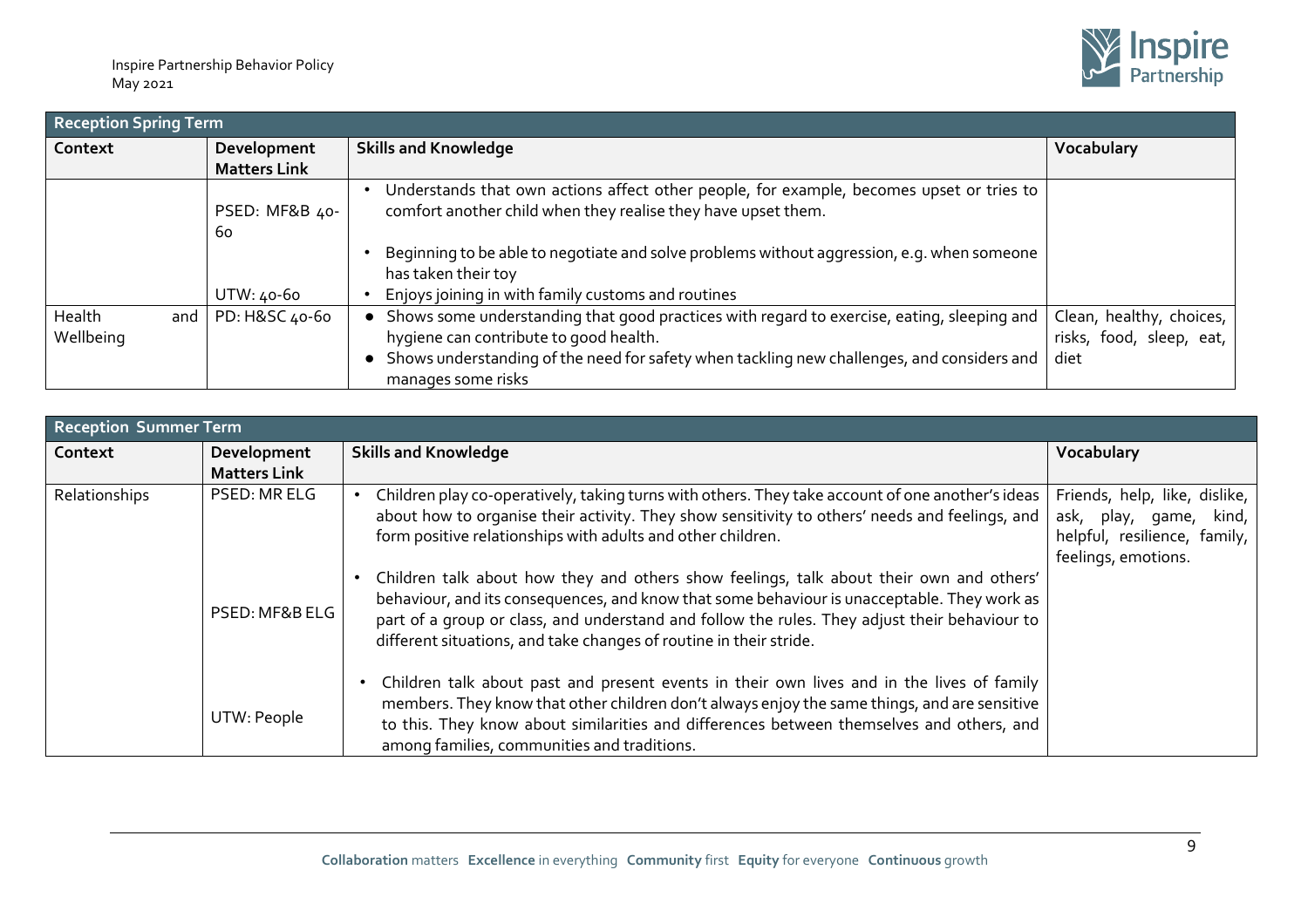| Reception Spring Term | | | |
|---|---|---|---|
| **Context** | **Development Matters Link** | **Skills and Knowledge** | **Vocabulary** |
| | PSED: MF&B 40-60<br><br>UTW: 40-60 | • Understands that own actions affect other people, for example, becomes upset or tries to comfort another child when they realise they have upset them.<br>• Beginning to be able to negotiate and solve problems without aggression, e.g. when someone has taken their toy<br>• Enjoys joining in with family customs and routines | |
| Health and Wellbeing | PD: H&SC 40-60 | • Shows some understanding that good practices with regard to exercise, eating, sleeping and hygiene can contribute to good health.<br>• Shows understanding of the need for safety when tackling new challenges, and considers and manages some risks | Clean, healthy, choices, risks, food, sleep, eat, diet |

| Reception Summer Term | | | |
|---|---|---|---|
| **Context** | **Development Matters Link** | **Skills and Knowledge** | **Vocabulary** |
| Relationships | PSED: MR ELG<br><br>PSED: MF&B ELG<br><br>UTW: People | • Children play co-operatively, taking turns with others. They take account of one another's ideas about how to organise their activity. They show sensitivity to others' needs and feelings, and form positive relationships with adults and other children.<br>• Children talk about how they and others show feelings, talk about their own and others' behaviour, and its consequences, and know that some behaviour is unacceptable. They work as part of a group or class, and understand and follow the rules. They adjust their behaviour to different situations, and take changes of routine in their stride.<br>• Children talk about past and present events in their own lives and in the lives of family members. They know that other children don't always enjoy the same things, and are sensitive to this. They know about similarities and differences between themselves and others, and among families, communities and traditions. | Friends, help, like, dislike, ask, play, game, kind, helpful, resilience, family, feelings, emotions. |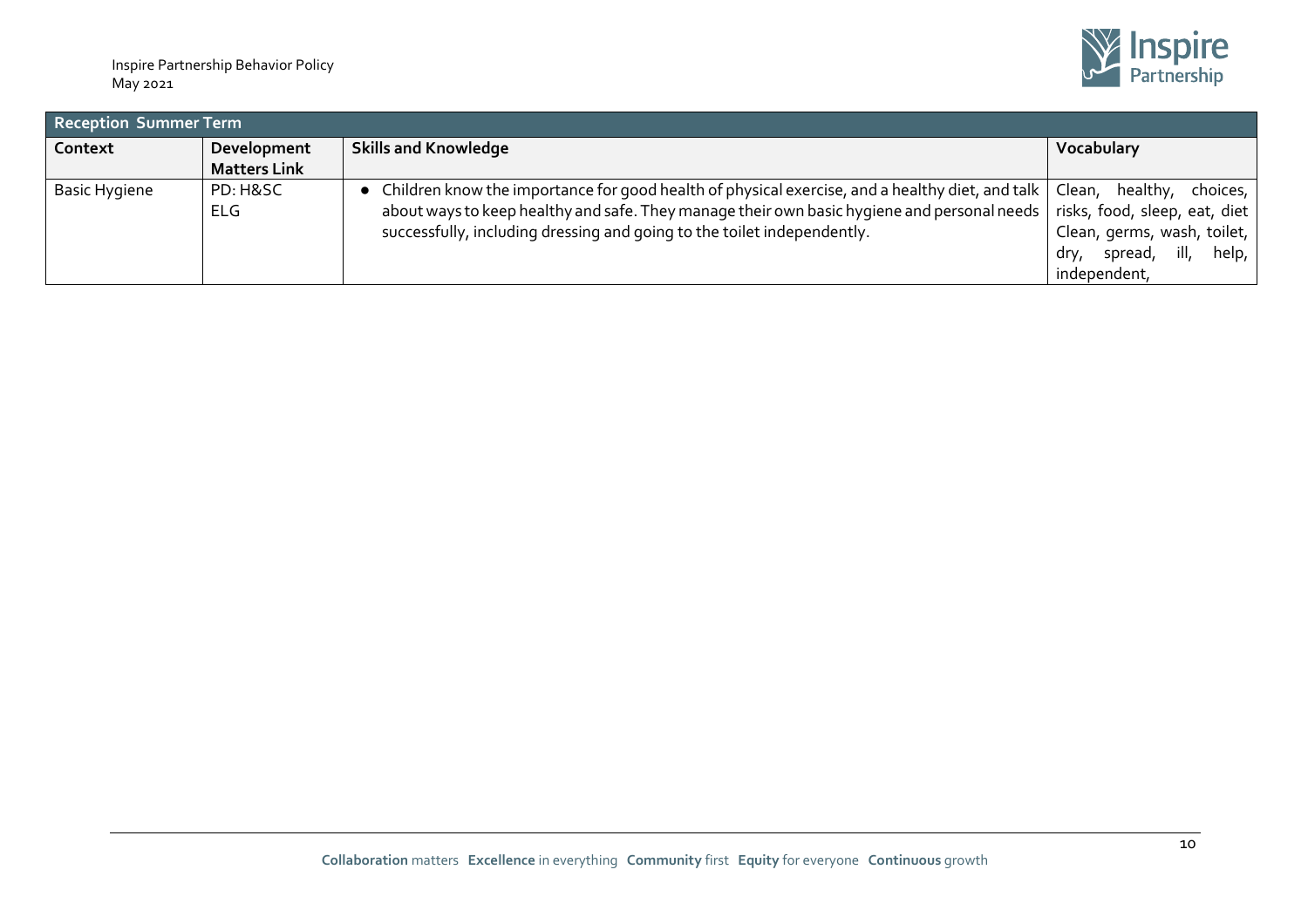| Reception Summer Term | | | |
|---|---|---|---|
| **Context** | **Development Matters Link** | **Skills and Knowledge** | **Vocabulary** |
| Basic Hygiene | PD: H&SC ELG | • Children know the importance for good health of physical exercise, and a healthy diet, and talk about ways to keep healthy and safe. They manage their own basic hygiene and personal needs successfully, including dressing and going to the toilet independently. | Clean, healthy, choices, risks, food, sleep, eat, diet Clean, germs, wash, toilet, dry, spread, ill, help, independent, |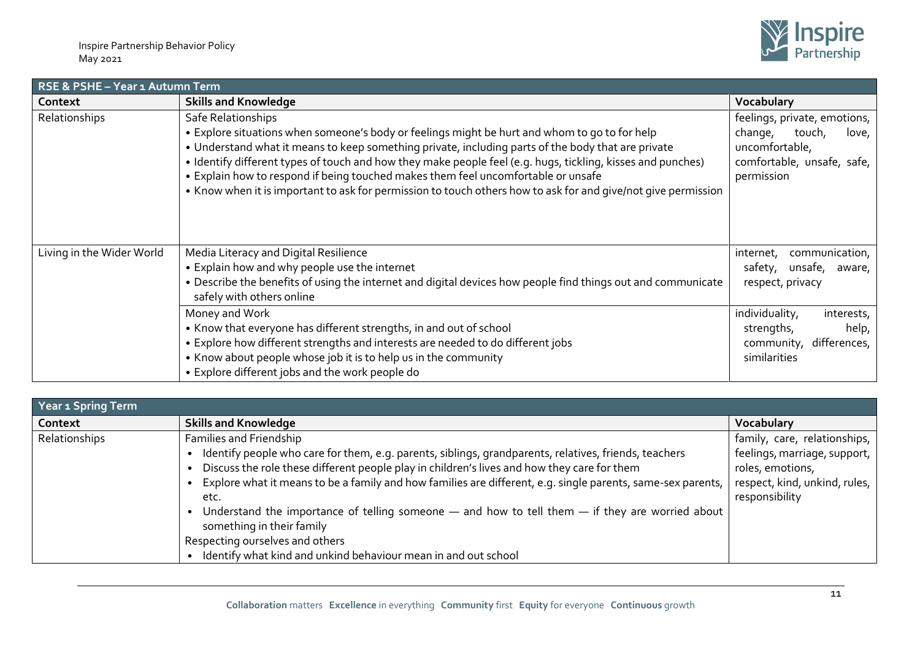| RSE & PSHE – Year 1 Autumn Term | | |
|---|---|---|
| **Context** | **Skills and Knowledge** | **Vocabulary** |
| Relationships | Safe Relationships<br>• Explore situations when someone's body or feelings might be hurt and whom to go to for help<br>• Understand what it means to keep something private, including parts of the body that are private<br>• Identify different types of touch and how they make people feel (e.g. hugs, tickling, kisses and punches)<br>• Explain how to respond if being touched makes them feel uncomfortable or unsafe<br>• Know when it is important to ask for permission to touch others how to ask for and give/not give permission | feelings, private, emotions, change, touch, love, uncomfortable, comfortable, unsafe, safe, permission |
| Living in the Wider World | Media Literacy and Digital Resilience<br>• Explain how and why people use the internet<br>• Describe the benefits of using the internet and digital devices how people find things out and communicate safely with others online | internet, communication, safety, unsafe, aware, respect, privacy |
| | Money and Work<br>• Know that everyone has different strengths, in and out of school<br>• Explore how different strengths and interests are needed to do different jobs<br>• Know about people whose job it is to help us in the community<br>• Explore different jobs and the work people do | individuality, interests, strengths, help, community, differences, similarities |

| Year 1 Spring Term | | |
|---|---|---|
| **Context** | **Skills and Knowledge** | **Vocabulary** |
| Relationships | Families and Friendship<br>• Identify people who care for them, e.g. parents, siblings, grandparents, relatives, friends, teachers<br>• Discuss the role these different people play in children's lives and how they care for them<br>• Explore what it means to be a family and how families are different, e.g. single parents, same-sex parents, etc.<br>• Understand the importance of telling someone — and how to tell them — if they are worried about something in their family<br>Respecting ourselves and others<br>• Identify what kind and unkind behaviour mean in and out school | family, care, relationships, feelings, marriage, support, roles, emotions, respect, kind, unkind, rules, responsibility |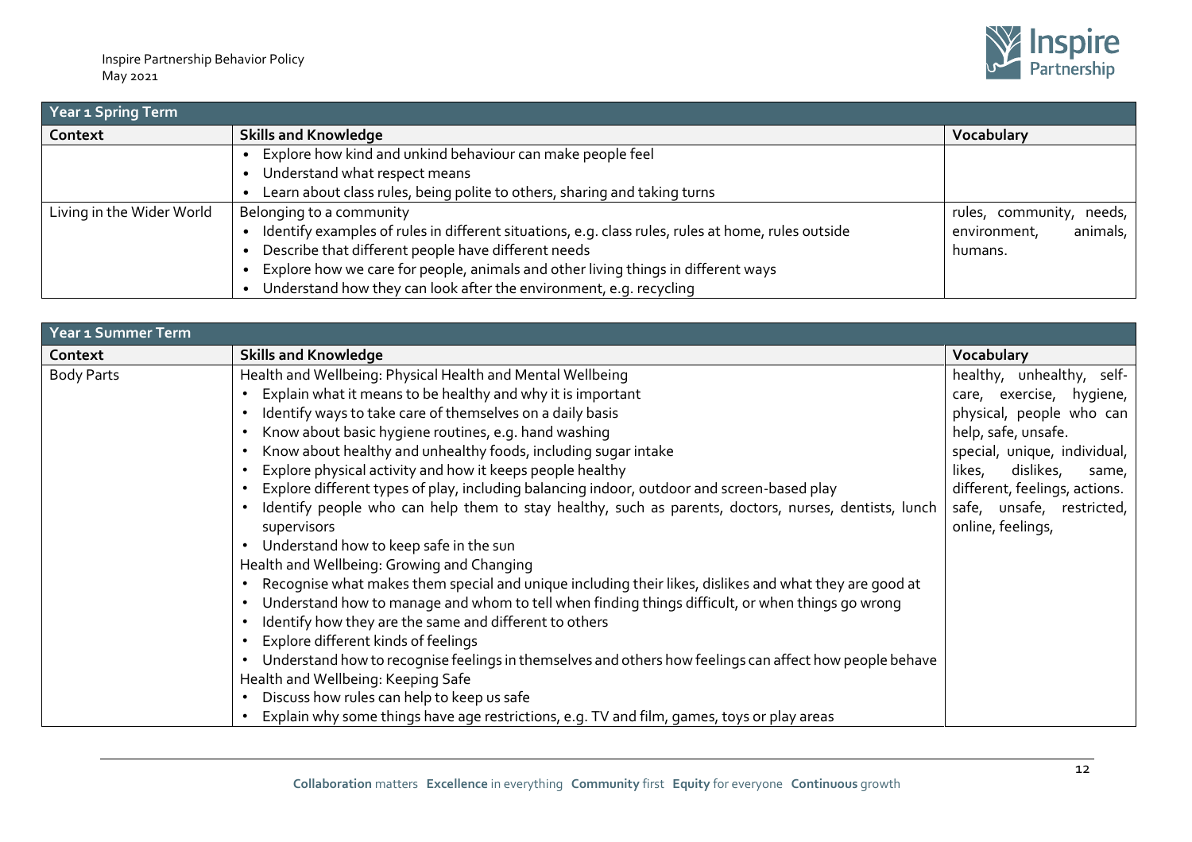| Year 1 Spring Term | | |
|---|---|---|
| **Context** | **Skills and Knowledge** | **Vocabulary** |
| | • Explore how kind and unkind behaviour can make people feel<br>• Understand what respect means<br>• Learn about class rules, being polite to others, sharing and taking turns | |
| Living in the Wider World | Belonging to a community<br>• Identify examples of rules in different situations, e.g. class rules, rules at home, rules outside<br>• Describe that different people have different needs<br>• Explore how we care for people, animals and other living things in different ways<br>• Understand how they can look after the environment, e.g. recycling | rules, community, needs, environment, animals, humans. |

| Year 1 Summer Term | | |
|---|---|---|
| **Context** | **Skills and Knowledge** | **Vocabulary** |
| Body Parts | Health and Wellbeing: Physical Health and Mental Wellbeing<br>• Explain what it means to be healthy and why it is important<br>• Identify ways to take care of themselves on a daily basis<br>• Know about basic hygiene routines, e.g. hand washing<br>• Know about healthy and unhealthy foods, including sugar intake<br>• Explore physical activity and how it keeps people healthy<br>• Explore different types of play, including balancing indoor, outdoor and screen-based play<br>• Identify people who can help them to stay healthy, such as parents, doctors, nurses, dentists, lunch supervisors<br>• Understand how to keep safe in the sun<br>Health and Wellbeing: Growing and Changing<br>• Recognise what makes them special and unique including their likes, dislikes and what they are good at<br>• Understand how to manage and whom to tell when finding things difficult, or when things go wrong<br>• Identify how they are the same and different to others<br>• Explore different kinds of feelings<br>• Understand how to recognise feelings in themselves and others how feelings can affect how people behave<br>Health and Wellbeing: Keeping Safe<br>• Discuss how rules can help to keep us safe<br>• Explain why some things have age restrictions, e.g. TV and film, games, toys or play areas | healthy, unhealthy, self-care, exercise, hygiene, physical, people who can help, safe, unsafe.<br>special, unique, individual, likes, dislikes, same, different, feelings, actions.<br>safe, unsafe, restricted, online, feelings, |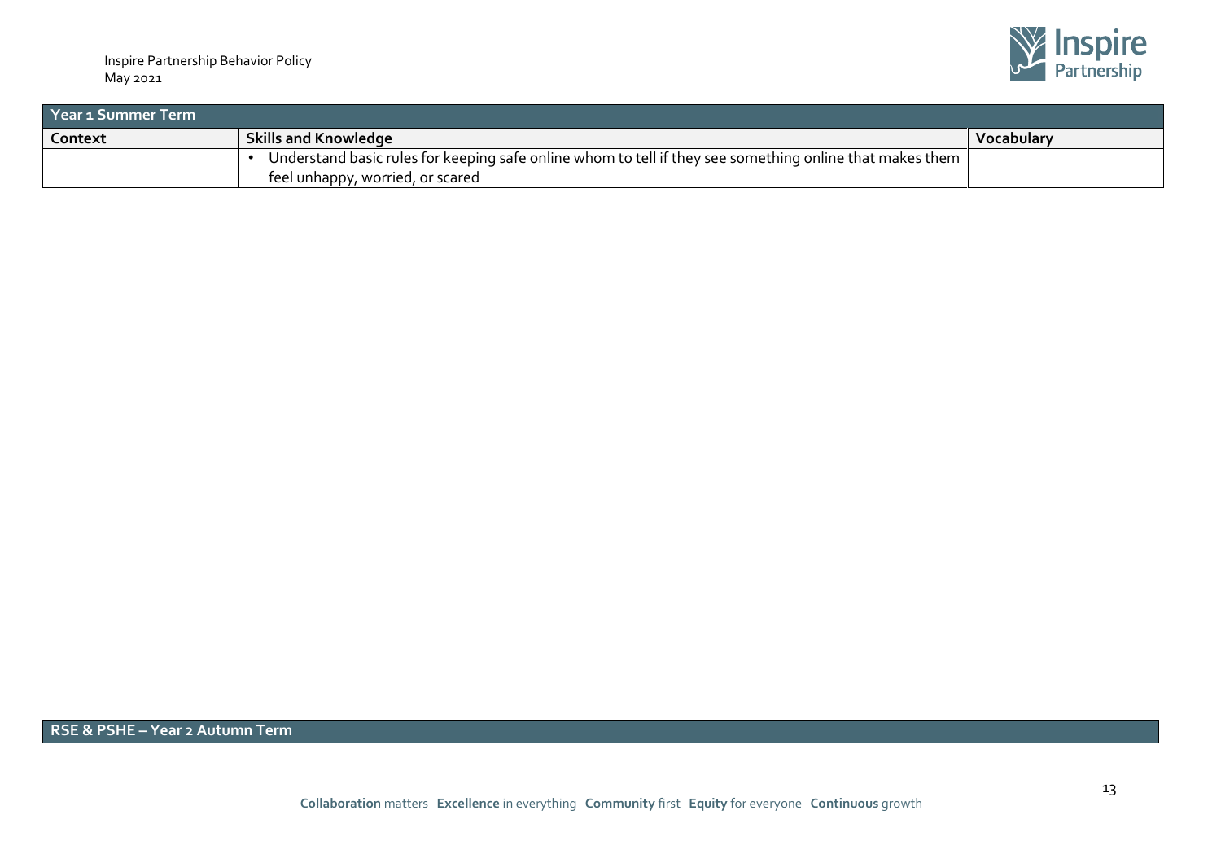| Year 1 Summer Term | | |
| --- | --- | --- |
| **Context** | **Skills and Knowledge** | **Vocabulary** |
| | • Understand basic rules for keeping safe online whom to tell if they see something online that makes them feel unhappy, worried, or scared | |

## RSE & PSHE – Year 2 Autumn Term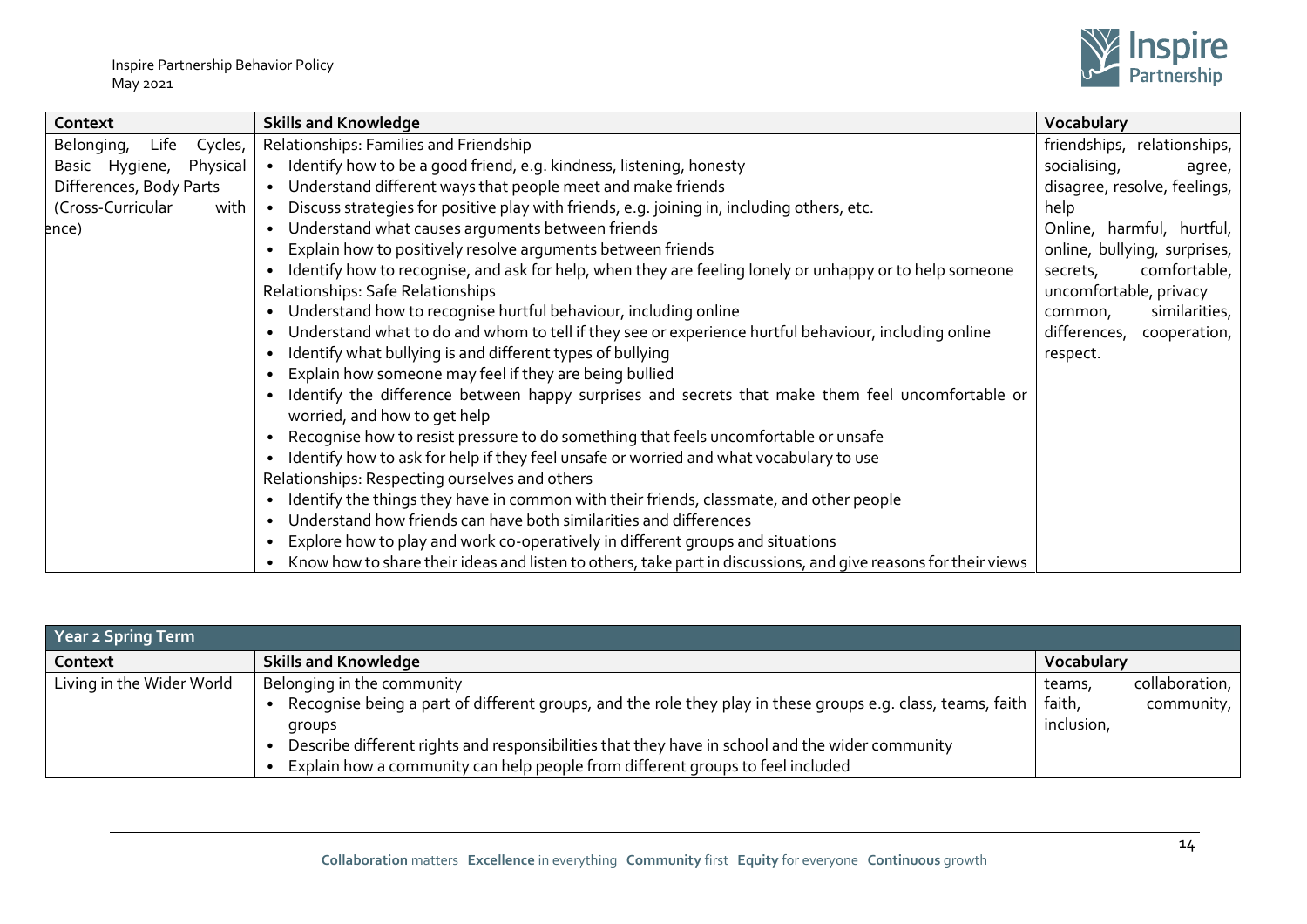| Context | Skills and Knowledge | Vocabulary |
| --- | --- | --- |
| Belonging, Life Cycles, Basic Hygiene, Physical Differences, Body Parts (Cross-Curricular with ence) | Relationships: Families and Friendship<br>• Identify how to be a good friend, e.g. kindness, listening, honesty<br>• Understand different ways that people meet and make friends<br>• Discuss strategies for positive play with friends, e.g. joining in, including others, etc.<br>• Understand what causes arguments between friends<br>• Explain how to positively resolve arguments between friends<br>• Identify how to recognise, and ask for help, when they are feeling lonely or unhappy or to help someone<br>Relationships: Safe Relationships<br>• Understand how to recognise hurtful behaviour, including online<br>• Understand what to do and whom to tell if they see or experience hurtful behaviour, including online<br>• Identify what bullying is and different types of bullying<br>• Explain how someone may feel if they are being bullied<br>• Identify the difference between happy surprises and secrets that make them feel uncomfortable or worried, and how to get help<br>• Recognise how to resist pressure to do something that feels uncomfortable or unsafe<br>• Identify how to ask for help if they feel unsafe or worried and what vocabulary to use<br>Relationships: Respecting ourselves and others<br>• Identify the things they have in common with their friends, classmate, and other people<br>• Understand how friends can have both similarities and differences<br>• Explore how to play and work co-operatively in different groups and situations<br>• Know how to share their ideas and listen to others, take part in discussions, and give reasons for their views | friendships, relationships, socialising, agree, disagree, resolve, feelings, help<br>Online, harmful, hurtful, online, bullying, surprises, secrets, comfortable, uncomfortable, privacy<br>common, similarities, differences, cooperation, respect. |

| Year 2 Spring Term | | |
| --- | --- | --- |
| **Context** | **Skills and Knowledge** | **Vocabulary** |
| Living in the Wider World | Belonging in the community<br>• Recognise being a part of different groups, and the role they play in these groups e.g. class, teams, faith groups<br>• Describe different rights and responsibilities that they have in school and the wider community<br>• Explain how a community can help people from different groups to feel included | teams, collaboration, faith, community, inclusion, |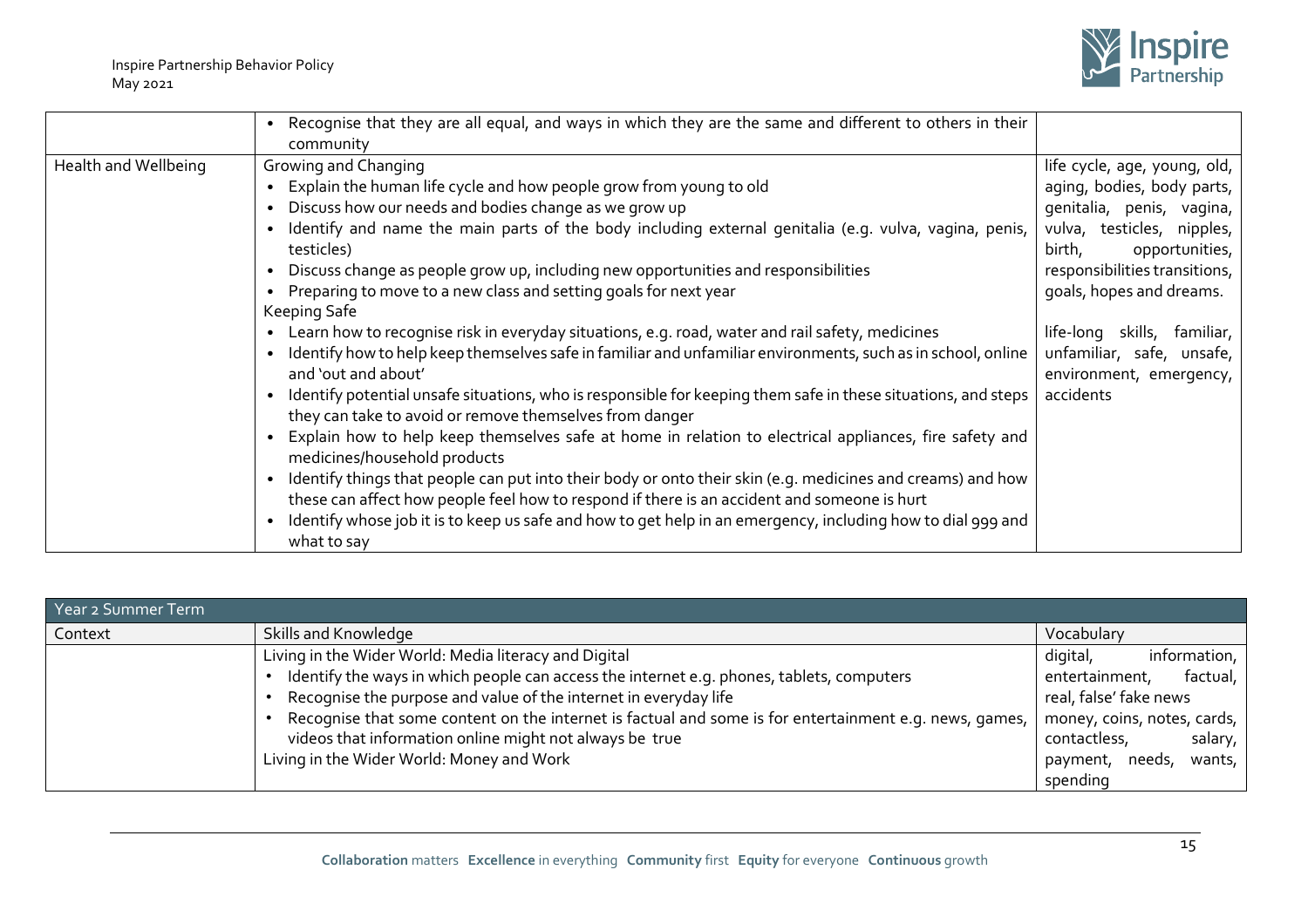| | | |
|---|---|---|
| | • Recognise that they are all equal, and ways in which they are the same and different to others in their community | |
| Health and Wellbeing | Growing and Changing<br>• Explain the human life cycle and how people grow from young to old<br>• Discuss how our needs and bodies change as we grow up<br>• Identify and name the main parts of the body including external genitalia (e.g. vulva, vagina, penis, testicles)<br>• Discuss change as people grow up, including new opportunities and responsibilities<br>• Preparing to move to a new class and setting goals for next year<br>Keeping Safe<br>• Learn how to recognise risk in everyday situations, e.g. road, water and rail safety, medicines<br>• Identify how to help keep themselves safe in familiar and unfamiliar environments, such as in school, online and 'out and about'<br>• Identify potential unsafe situations, who is responsible for keeping them safe in these situations, and steps they can take to avoid or remove themselves from danger<br>• Explain how to help keep themselves safe at home in relation to electrical appliances, fire safety and medicines/household products<br>• Identify things that people can put into their body or onto their skin (e.g. medicines and creams) and how these can affect how people feel how to respond if there is an accident and someone is hurt<br>• Identify whose job it is to keep us safe and how to get help in an emergency, including how to dial 999 and what to say | life cycle, age, young, old, aging, bodies, body parts, genitalia, penis, vagina, vulva, testicles, nipples, birth, opportunities, responsibilities transitions, goals, hopes and dreams.<br><br>life-long skills, familiar, unfamiliar, safe, unsafe, environment, emergency, accidents |

| Year 2 Summer Term | | |
|---|---|---|
| Context | Skills and Knowledge | Vocabulary |
| | Living in the Wider World: Media literacy and Digital<br>• Identify the ways in which people can access the internet e.g. phones, tablets, computers<br>• Recognise the purpose and value of the internet in everyday life<br>• Recognise that some content on the internet is factual and some is for entertainment e.g. news, games, videos that information online might not always be true<br>Living in the Wider World: Money and Work | digital, information, entertainment, factual, real, false' fake news<br>money, coins, notes, cards, contactless, salary, payment, needs, wants, spending |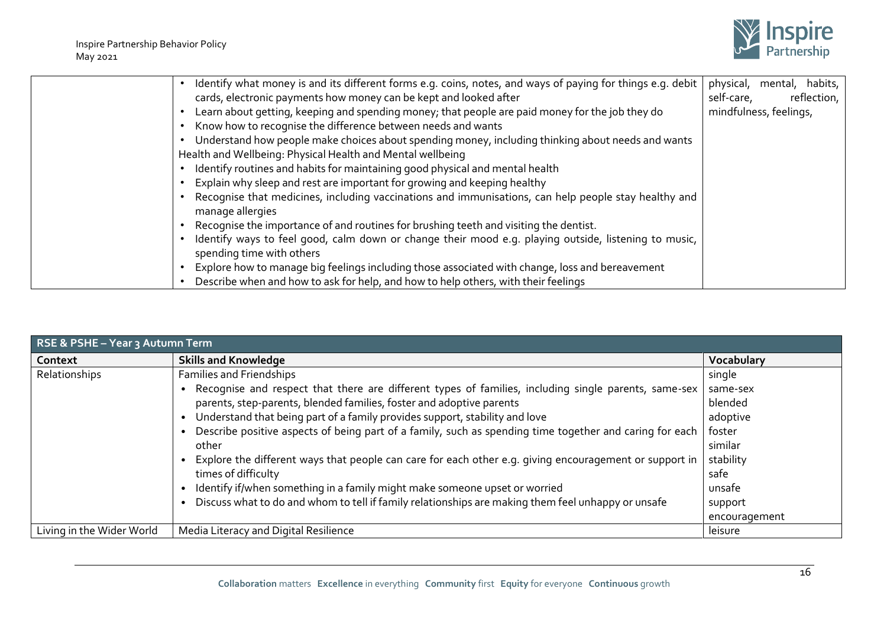| | | |
|---|---|---|
| | • Identify what money is and its different forms e.g. coins, notes, and ways of paying for things e.g. debit cards, electronic payments how money can be kept and looked after<br>• Learn about getting, keeping and spending money; that people are paid money for the job they do<br>• Know how to recognise the difference between needs and wants<br>• Understand how people make choices about spending money, including thinking about needs and wants<br>Health and Wellbeing: Physical Health and Mental wellbeing<br>• Identify routines and habits for maintaining good physical and mental health<br>• Explain why sleep and rest are important for growing and keeping healthy<br>• Recognise that medicines, including vaccinations and immunisations, can help people stay healthy and manage allergies<br>• Recognise the importance of and routines for brushing teeth and visiting the dentist.<br>• Identify ways to feel good, calm down or change their mood e.g. playing outside, listening to music, spending time with others<br>• Explore how to manage big feelings including those associated with change, loss and bereavement<br>• Describe when and how to ask for help, and how to help others, with their feelings | physical, mental, habits, self-care, reflection, mindfulness, feelings, |

| RSE & PSHE – Year 3 Autumn Term | | |
|---|---|---|
| **Context** | **Skills and Knowledge** | **Vocabulary** |
| Relationships | Families and Friendships<br>• Recognise and respect that there are different types of families, including single parents, same-sex parents, step-parents, blended families, foster and adoptive parents<br>• Understand that being part of a family provides support, stability and love<br>• Describe positive aspects of being part of a family, such as spending time together and caring for each other<br>• Explore the different ways that people can care for each other e.g. giving encouragement or support in times of difficulty<br>• Identify if/when something in a family might make someone upset or worried<br>• Discuss what to do and whom to tell if family relationships are making them feel unhappy or unsafe | single<br>same-sex<br>blended<br>adoptive<br>foster<br>similar<br>stability<br>safe<br>unsafe<br>support<br>encouragement |
| Living in the Wider World | Media Literacy and Digital Resilience | leisure |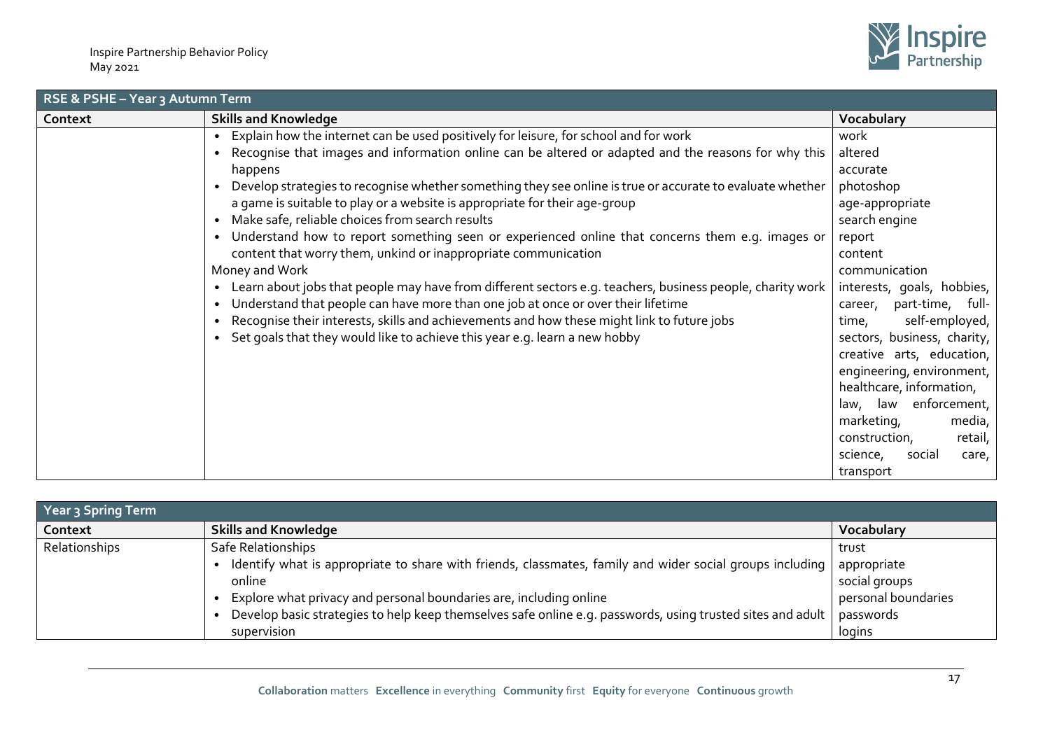| RSE & PSHE – Year 3 Autumn Term | | |
|---|---|---|
| **Context** | **Skills and Knowledge** | **Vocabulary** |
| | • Explain how the internet can be used positively for leisure, for school and for work<br>• Recognise that images and information online can be altered or adapted and the reasons for why this happens<br>• Develop strategies to recognise whether something they see online is true or accurate to evaluate whether a game is suitable to play or a website is appropriate for their age-group<br>• Make safe, reliable choices from search results<br>• Understand how to report something seen or experienced online that concerns them e.g. images or content that worry them, unkind or inappropriate communication<br>Money and Work<br>• Learn about jobs that people may have from different sectors e.g. teachers, business people, charity work<br>• Understand that people can have more than one job at once or over their lifetime<br>• Recognise their interests, skills and achievements and how these might link to future jobs<br>• Set goals that they would like to achieve this year e.g. learn a new hobby | work<br>altered<br>accurate<br>photoshop<br>age-appropriate<br>search engine<br>report<br>content<br>communication<br>interests, goals, hobbies, career, part-time, full-time, self-employed, sectors, business, charity, creative arts, education, engineering, environment, healthcare, information, law, law enforcement, marketing, media, construction, retail, science, social care, transport |

| Year 3 Spring Term | | |
|---|---|---|
| **Context** | **Skills and Knowledge** | **Vocabulary** |
| Relationships | Safe Relationships<br>• Identify what is appropriate to share with friends, classmates, family and wider social groups including online<br>• Explore what privacy and personal boundaries are, including online<br>• Develop basic strategies to help keep themselves safe online e.g. passwords, using trusted sites and adult supervision | trust<br>appropriate<br>social groups<br>personal boundaries<br>passwords<br>logins |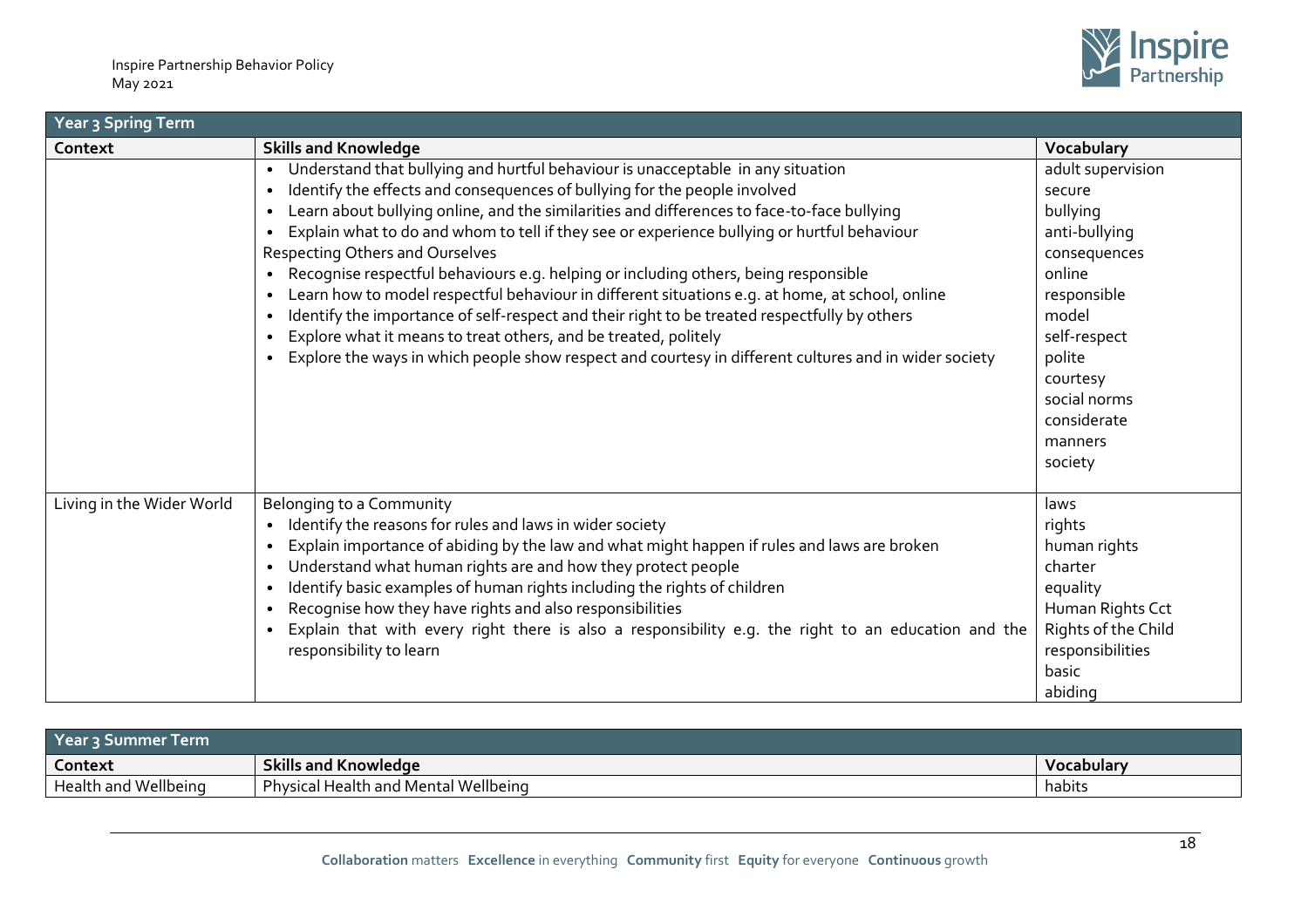| Year 3 Spring Term | | |
|---|---|---|
| **Context** | **Skills and Knowledge** | **Vocabulary** |
| | • Understand that bullying and hurtful behaviour is unacceptable in any situation<br>• Identify the effects and consequences of bullying for the people involved<br>• Learn about bullying online, and the similarities and differences to face-to-face bullying<br>• Explain what to do and whom to tell if they see or experience bullying or hurtful behaviour<br>Respecting Others and Ourselves<br>• Recognise respectful behaviours e.g. helping or including others, being responsible<br>• Learn how to model respectful behaviour in different situations e.g. at home, at school, online<br>• Identify the importance of self-respect and their right to be treated respectfully by others<br>• Explore what it means to treat others, and be treated, politely<br>• Explore the ways in which people show respect and courtesy in different cultures and in wider society | adult supervision<br>secure<br>bullying<br>anti-bullying<br>consequences<br>online<br>responsible<br>model<br>self-respect<br>polite<br>courtesy<br>social norms<br>considerate<br>manners<br>society |
| Living in the Wider World | Belonging to a Community<br>• Identify the reasons for rules and laws in wider society<br>• Explain importance of abiding by the law and what might happen if rules and laws are broken<br>• Understand what human rights are and how they protect people<br>• Identify basic examples of human rights including the rights of children<br>• Recognise how they have rights and also responsibilities<br>• Explain that with every right there is also a responsibility e.g. the right to an education and the responsibility to learn | laws<br>rights<br>human rights<br>charter<br>equality<br>Human Rights Cct<br>Rights of the Child<br>responsibilities<br>basic<br>abiding |

| Year 3 Summer Term | | |
|---|---|---|
| **Context** | **Skills and Knowledge** | **Vocabulary** |
| Health and Wellbeing | Physical Health and Mental Wellbeing | habits |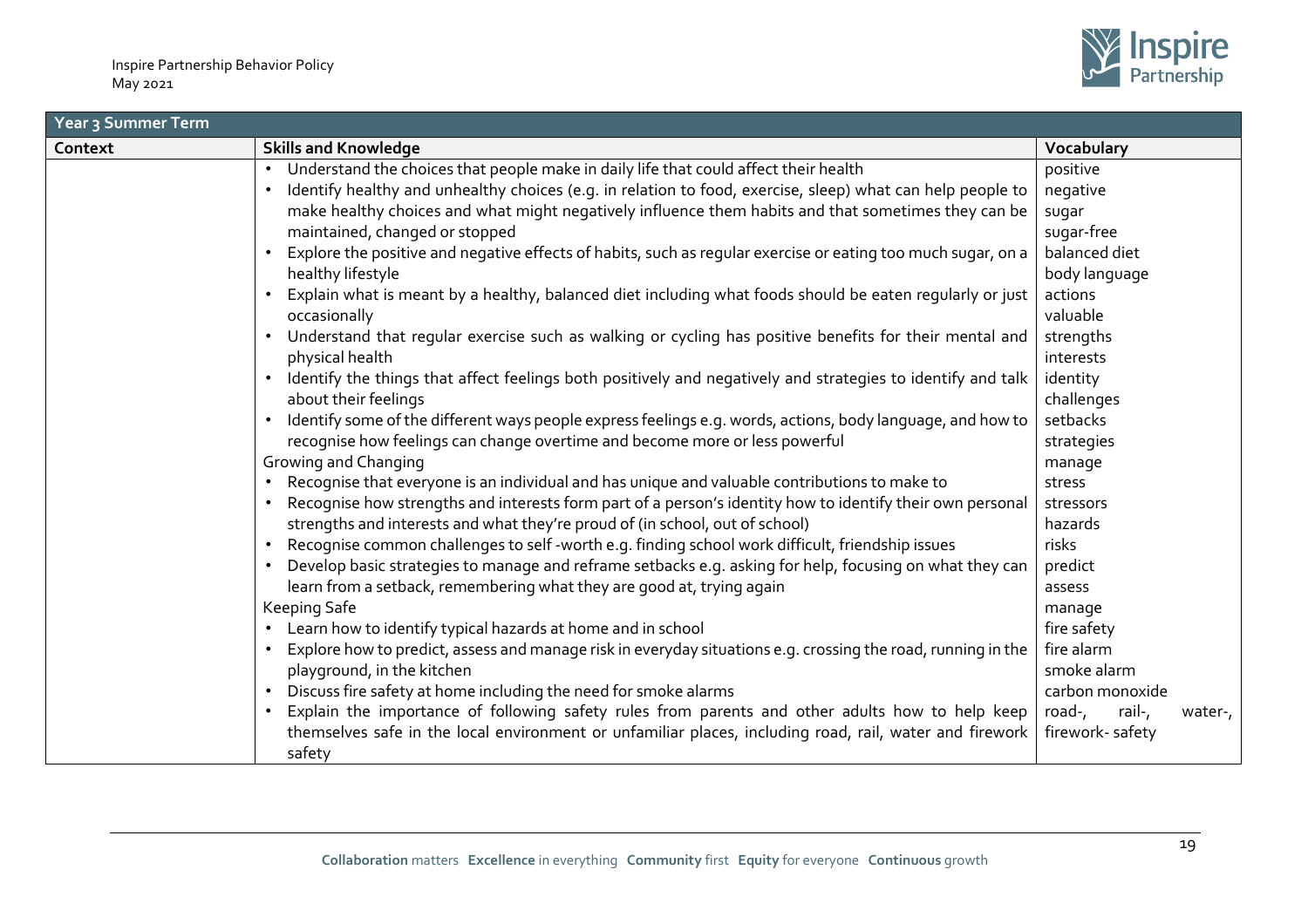| Year 3 Summer Term | | |
|---|---|---|
| **Context** | **Skills and Knowledge** | **Vocabulary** |
| | • Understand the choices that people make in daily life that could affect their health<br>• Identify healthy and unhealthy choices (e.g. in relation to food, exercise, sleep) what can help people to make healthy choices and what might negatively influence them habits and that sometimes they can be maintained, changed or stopped<br>• Explore the positive and negative effects of habits, such as regular exercise or eating too much sugar, on a healthy lifestyle<br>• Explain what is meant by a healthy, balanced diet including what foods should be eaten regularly or just occasionally<br>• Understand that regular exercise such as walking or cycling has positive benefits for their mental and physical health<br>• Identify the things that affect feelings both positively and negatively and strategies to identify and talk about their feelings<br>• Identify some of the different ways people express feelings e.g. words, actions, body language, and how to recognise how feelings can change overtime and become more or less powerful<br>Growing and Changing<br>• Recognise that everyone is an individual and has unique and valuable contributions to make to<br>• Recognise how strengths and interests form part of a person's identity how to identify their own personal strengths and interests and what they're proud of (in school, out of school)<br>• Recognise common challenges to self -worth e.g. finding school work difficult, friendship issues<br>• Develop basic strategies to manage and reframe setbacks e.g. asking for help, focusing on what they can learn from a setback, remembering what they are good at, trying again<br>Keeping Safe<br>• Learn how to identify typical hazards at home and in school<br>• Explore how to predict, assess and manage risk in everyday situations e.g. crossing the road, running in the playground, in the kitchen<br>• Discuss fire safety at home including the need for smoke alarms<br>• Explain the importance of following safety rules from parents and other adults how to help keep themselves safe in the local environment or unfamiliar places, including road, rail, water and firework safety | positive<br>negative<br>sugar<br>sugar-free<br>balanced diet<br>body language<br>actions<br>valuable<br>strengths<br>interests<br>identity<br>challenges<br>setbacks<br>strategies<br>manage<br>stress<br>stressors<br>hazards<br>risks<br>predict<br>assess<br>manage<br>fire safety<br>fire alarm<br>smoke alarm<br>carbon monoxide<br>road-, rail-, water-, firework- safety |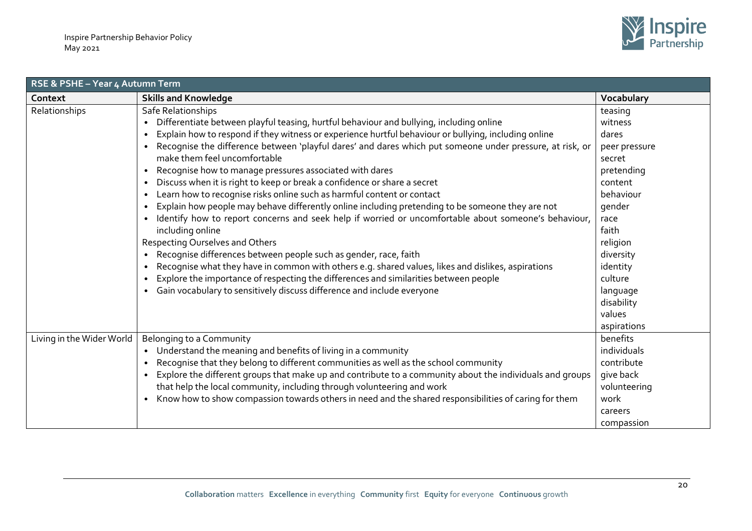| RSE & PSHE – Year 4 Autumn Term | | |
|---|---|---|
| **Context** | **Skills and Knowledge** | **Vocabulary** |
| Relationships | Safe Relationships<br>• Differentiate between playful teasing, hurtful behaviour and bullying, including online<br>• Explain how to respond if they witness or experience hurtful behaviour or bullying, including online<br>• Recognise the difference between 'playful dares' and dares which put someone under pressure, at risk, or make them feel uncomfortable<br>• Recognise how to manage pressures associated with dares<br>• Discuss when it is right to keep or break a confidence or share a secret<br>• Learn how to recognise risks online such as harmful content or contact<br>• Explain how people may behave differently online including pretending to be someone they are not<br>• Identify how to report concerns and seek help if worried or uncomfortable about someone's behaviour, including online<br>Respecting Ourselves and Others<br>• Recognise differences between people such as gender, race, faith<br>• Recognise what they have in common with others e.g. shared values, likes and dislikes, aspirations<br>• Explore the importance of respecting the differences and similarities between people<br>• Gain vocabulary to sensitively discuss difference and include everyone | teasing<br>witness<br>dares<br>peer pressure<br>secret<br>pretending<br>content<br>behaviour<br>gender<br>race<br>faith<br>religion<br>diversity<br>identity<br>culture<br>language<br>disability<br>values<br>aspirations |
| Living in the Wider World | Belonging to a Community<br>• Understand the meaning and benefits of living in a community<br>• Recognise that they belong to different communities as well as the school community<br>• Explore the different groups that make up and contribute to a community about the individuals and groups that help the local community, including through volunteering and work<br>• Know how to show compassion towards others in need and the shared responsibilities of caring for them | benefits<br>individuals<br>contribute<br>give back<br>volunteering<br>work<br>careers<br>compassion |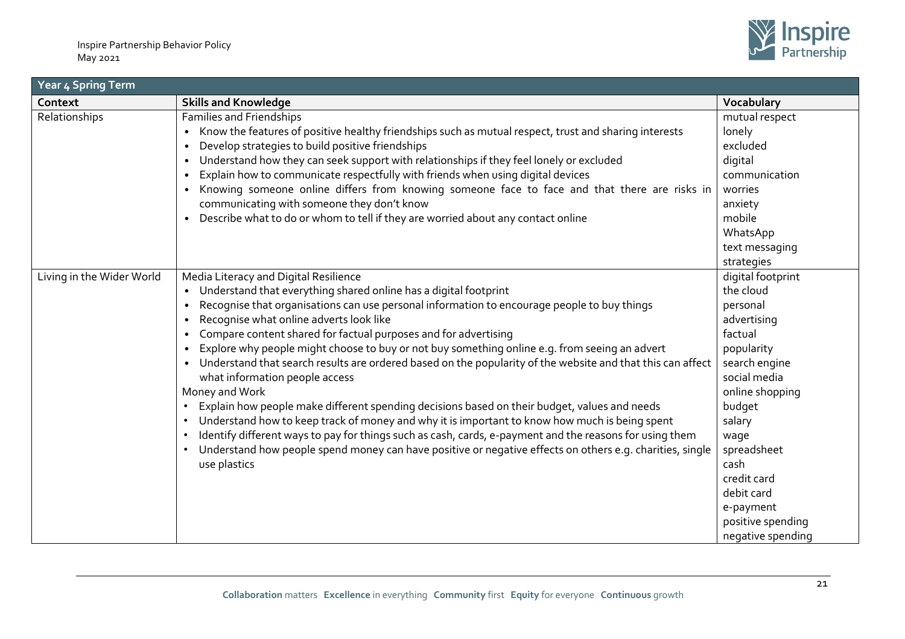| Year 4 Spring Term | | |
|---|---|---|
| **Context** | **Skills and Knowledge** | **Vocabulary** |
| Relationships | Families and Friendships<br>• Know the features of positive healthy friendships such as mutual respect, trust and sharing interests<br>• Develop strategies to build positive friendships<br>• Understand how they can seek support with relationships if they feel lonely or excluded<br>• Explain how to communicate respectfully with friends when using digital devices<br>• Knowing someone online differs from knowing someone face to face and that there are risks in communicating with someone they don't know<br>• Describe what to do or whom to tell if they are worried about any contact online | mutual respect<br>lonely<br>excluded<br>digital<br>communication<br>worries<br>anxiety<br>mobile<br>WhatsApp<br>text messaging<br>strategies |
| Living in the Wider World | Media Literacy and Digital Resilience<br>• Understand that everything shared online has a digital footprint<br>• Recognise that organisations can use personal information to encourage people to buy things<br>• Recognise what online adverts look like<br>• Compare content shared for factual purposes and for advertising<br>• Explore why people might choose to buy or not buy something online e.g. from seeing an advert<br>• Understand that search results are ordered based on the popularity of the website and that this can affect what information people access<br>Money and Work<br>• Explain how people make different spending decisions based on their budget, values and needs<br>• Understand how to keep track of money and why it is important to know how much is being spent<br>• Identify different ways to pay for things such as cash, cards, e-payment and the reasons for using them<br>• Understand how people spend money can have positive or negative effects on others e.g. charities, single use plastics | digital footprint<br>the cloud<br>personal<br>advertising<br>factual<br>popularity<br>search engine<br>social media<br>online shopping<br>budget<br>salary<br>wage<br>spreadsheet<br>cash<br>credit card<br>debit card<br>e-payment<br>positive spending<br>negative spending |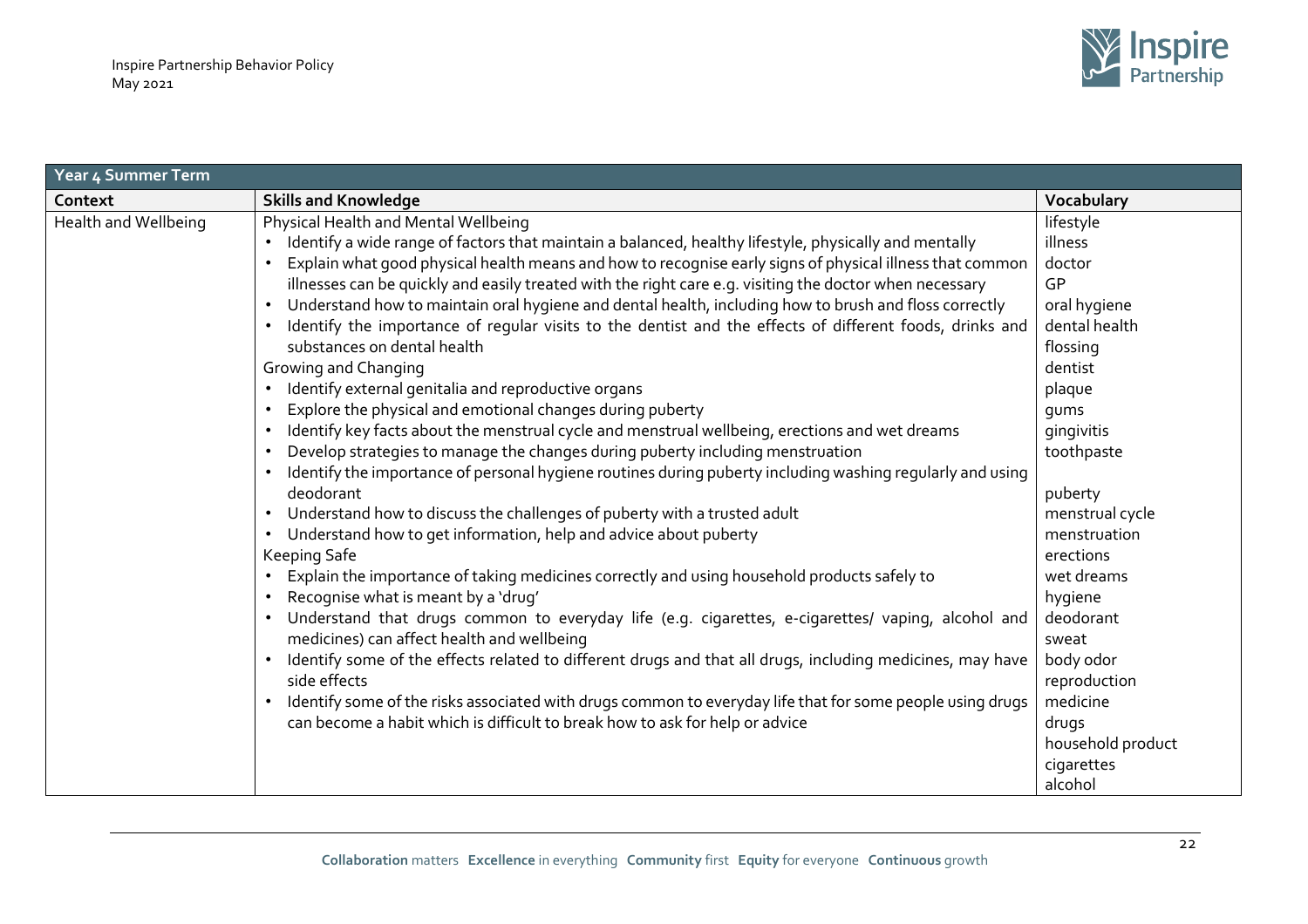| Year 4 Summer Term | | |
|---|---|---|
| **Context** | **Skills and Knowledge** | **Vocabulary** |
| Health and Wellbeing | Physical Health and Mental Wellbeing<br>• Identify a wide range of factors that maintain a balanced, healthy lifestyle, physically and mentally<br>• Explain what good physical health means and how to recognise early signs of physical illness that common illnesses can be quickly and easily treated with the right care e.g. visiting the doctor when necessary<br>• Understand how to maintain oral hygiene and dental health, including how to brush and floss correctly<br>• Identify the importance of regular visits to the dentist and the effects of different foods, drinks and substances on dental health<br>Growing and Changing<br>• Identify external genitalia and reproductive organs<br>• Explore the physical and emotional changes during puberty<br>• Identify key facts about the menstrual cycle and menstrual wellbeing, erections and wet dreams<br>• Develop strategies to manage the changes during puberty including menstruation<br>• Identify the importance of personal hygiene routines during puberty including washing regularly and using deodorant<br>• Understand how to discuss the challenges of puberty with a trusted adult<br>• Understand how to get information, help and advice about puberty<br>Keeping Safe<br>• Explain the importance of taking medicines correctly and using household products safely to<br>• Recognise what is meant by a 'drug'<br>• Understand that drugs common to everyday life (e.g. cigarettes, e-cigarettes/ vaping, alcohol and medicines) can affect health and wellbeing<br>• Identify some of the effects related to different drugs and that all drugs, including medicines, may have side effects<br>• Identify some of the risks associated with drugs common to everyday life that for some people using drugs can become a habit which is difficult to break how to ask for help or advice | lifestyle<br>illness<br>doctor<br>GP<br>oral hygiene<br>dental health<br>flossing<br>dentist<br>plaque<br>gums<br>gingivitis<br>toothpaste<br><br>puberty<br>menstrual cycle<br>menstruation<br>erections<br>wet dreams<br>hygiene<br>deodorant<br>sweat<br>body odor<br>reproduction<br>medicine<br>drugs<br>household product<br>cigarettes<br>alcohol |

**Collaboration** matters **Excellence** in everything **Community** first **Equity** for everyone **Continuous** growth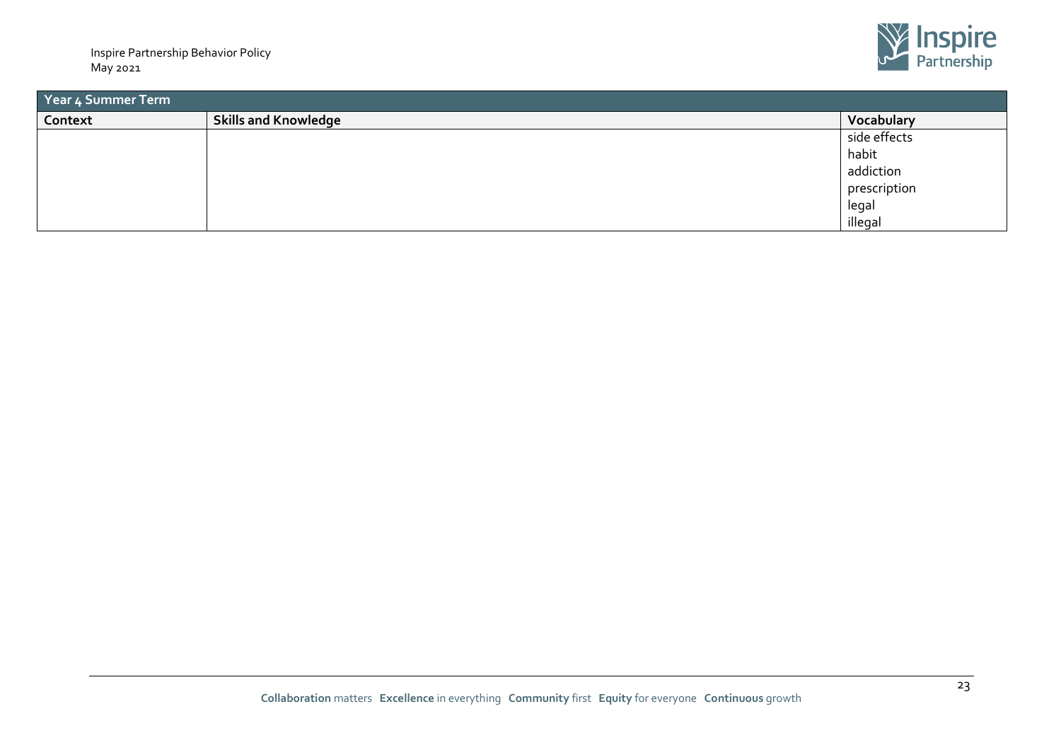| Year 4 Summer Term | | |
|---|---|---|
| **Context** | **Skills and Knowledge** | **Vocabulary** |
| | | side effects<br>habit<br>addiction<br>prescription<br>legal<br>illegal |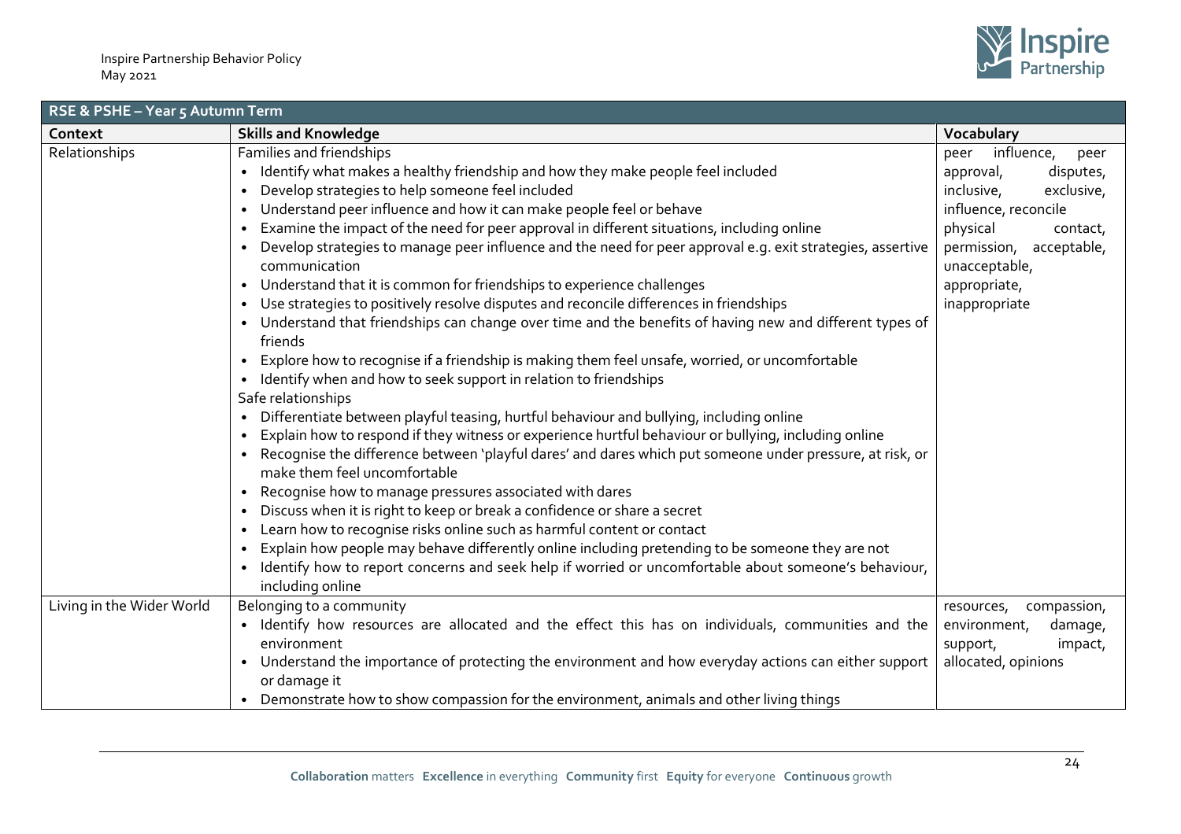| RSE & PSHE – Year 5 Autumn Term | | |
|---|---|---|
| **Context** | **Skills and Knowledge** | **Vocabulary** |
| Relationships | Families and friendships<br>• Identify what makes a healthy friendship and how they make people feel included<br>• Develop strategies to help someone feel included<br>• Understand peer influence and how it can make people feel or behave<br>• Examine the impact of the need for peer approval in different situations, including online<br>• Develop strategies to manage peer influence and the need for peer approval e.g. exit strategies, assertive communication<br>• Understand that it is common for friendships to experience challenges<br>• Use strategies to positively resolve disputes and reconcile differences in friendships<br>• Understand that friendships can change over time and the benefits of having new and different types of friends<br>• Explore how to recognise if a friendship is making them feel unsafe, worried, or uncomfortable<br>• Identify when and how to seek support in relation to friendships<br>Safe relationships<br>• Differentiate between playful teasing, hurtful behaviour and bullying, including online<br>• Explain how to respond if they witness or experience hurtful behaviour or bullying, including online<br>• Recognise the difference between 'playful dares' and dares which put someone under pressure, at risk, or make them feel uncomfortable<br>• Recognise how to manage pressures associated with dares<br>• Discuss when it is right to keep or break a confidence or share a secret<br>• Learn how to recognise risks online such as harmful content or contact<br>• Explain how people may behave differently online including pretending to be someone they are not<br>• Identify how to report concerns and seek help if worried or uncomfortable about someone's behaviour, including online | peer influence, peer approval, disputes, inclusive, exclusive, influence, reconcile physical contact, permission, acceptable, unacceptable, appropriate, inappropriate |
| Living in the Wider World | Belonging to a community<br>• Identify how resources are allocated and the effect this has on individuals, communities and the environment<br>• Understand the importance of protecting the environment and how everyday actions can either support or damage it<br>• Demonstrate how to show compassion for the environment, animals and other living things | resources, compassion, environment, damage, support, impact, allocated, opinions |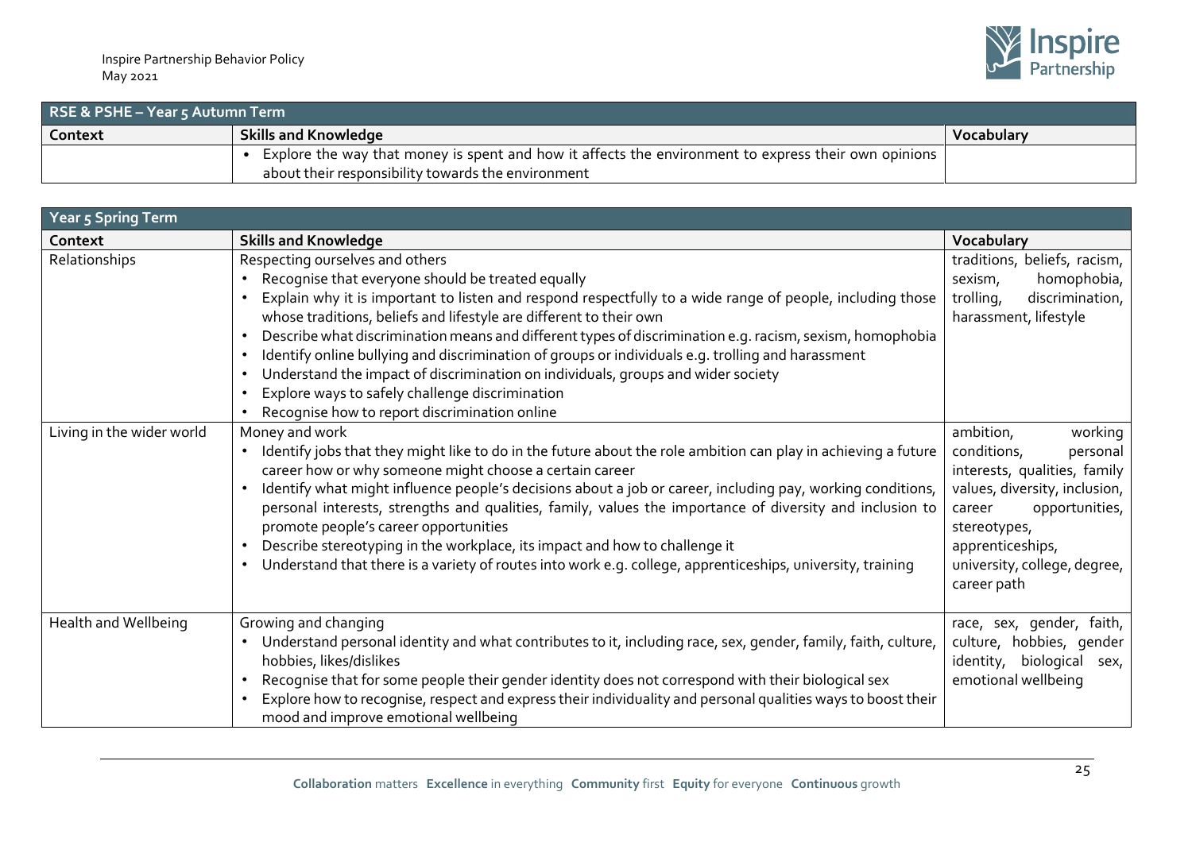| RSE & PSHE – Year 5 Autumn Term | | |
|---|---|---|
| **Context** | **Skills and Knowledge** | **Vocabulary** |
| | • Explore the way that money is spent and how it affects the environment to express their own opinions about their responsibility towards the environment | |

| Year 5 Spring Term | | |
|---|---|---|
| **Context** | **Skills and Knowledge** | **Vocabulary** |
| Relationships | Respecting ourselves and others<br>• Recognise that everyone should be treated equally<br>• Explain why it is important to listen and respond respectfully to a wide range of people, including those whose traditions, beliefs and lifestyle are different to their own<br>• Describe what discrimination means and different types of discrimination e.g. racism, sexism, homophobia<br>• Identify online bullying and discrimination of groups or individuals e.g. trolling and harassment<br>• Understand the impact of discrimination on individuals, groups and wider society<br>• Explore ways to safely challenge discrimination<br>• Recognise how to report discrimination online | traditions, beliefs, racism, sexism, homophobia, trolling, discrimination, harassment, lifestyle |
| Living in the wider world | Money and work<br>• Identify jobs that they might like to do in the future about the role ambition can play in achieving a future career how or why someone might choose a certain career<br>• Identify what might influence people's decisions about a job or career, including pay, working conditions, personal interests, strengths and qualities, family, values the importance of diversity and inclusion to promote people's career opportunities<br>• Describe stereotyping in the workplace, its impact and how to challenge it<br>• Understand that there is a variety of routes into work e.g. college, apprenticeships, university, training | ambition, working conditions, personal interests, qualities, family values, diversity, inclusion, career opportunities, stereotypes, apprenticeships, university, college, degree, career path |
| Health and Wellbeing | Growing and changing<br>• Understand personal identity and what contributes to it, including race, sex, gender, family, faith, culture, hobbies, likes/dislikes<br>• Recognise that for some people their gender identity does not correspond with their biological sex<br>• Explore how to recognise, respect and express their individuality and personal qualities ways to boost their mood and improve emotional wellbeing | race, sex, gender, faith, culture, hobbies, gender identity, biological sex, emotional wellbeing |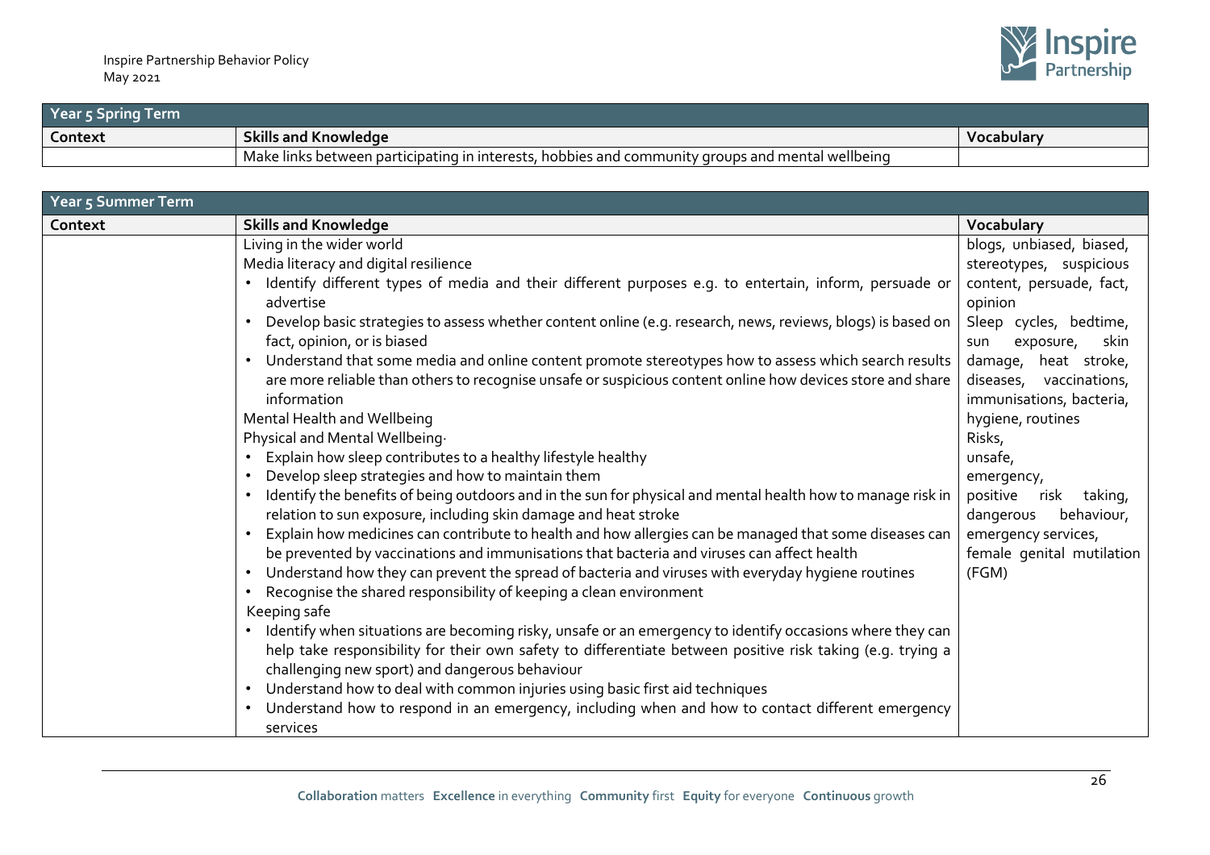| Year 5 Spring Term | | |
|---|---|---|
| **Context** | **Skills and Knowledge** | **Vocabulary** |
| | Make links between participating in interests, hobbies and community groups and mental wellbeing | |

| Year 5 Summer Term | | |
|---|---|---|
| **Context** | **Skills and Knowledge** | **Vocabulary** |
| | Living in the wider world<br>Media literacy and digital resilience<br>• Identify different types of media and their different purposes e.g. to entertain, inform, persuade or advertise<br>• Develop basic strategies to assess whether content online (e.g. research, news, reviews, blogs) is based on fact, opinion, or is biased<br>• Understand that some media and online content promote stereotypes how to assess which search results are more reliable than others to recognise unsafe or suspicious content online how devices store and share information<br>Mental Health and Wellbeing<br>Physical and Mental Wellbeing·<br>• Explain how sleep contributes to a healthy lifestyle healthy<br>• Develop sleep strategies and how to maintain them<br>• Identify the benefits of being outdoors and in the sun for physical and mental health how to manage risk in relation to sun exposure, including skin damage and heat stroke<br>• Explain how medicines can contribute to health and how allergies can be managed that some diseases can be prevented by vaccinations and immunisations that bacteria and viruses can affect health<br>• Understand how they can prevent the spread of bacteria and viruses with everyday hygiene routines<br>• Recognise the shared responsibility of keeping a clean environment<br>Keeping safe<br>• Identify when situations are becoming risky, unsafe or an emergency to identify occasions where they can help take responsibility for their own safety to differentiate between positive risk taking (e.g. trying a challenging new sport) and dangerous behaviour<br>• Understand how to deal with common injuries using basic first aid techniques<br>• Understand how to respond in an emergency, including when and how to contact different emergency services | blogs, unbiased, biased, stereotypes, suspicious content, persuade, fact, opinion<br>Sleep cycles, bedtime, sun exposure, skin damage, heat stroke, diseases, vaccinations, immunisations, bacteria, hygiene, routines<br>Risks,<br>unsafe,<br>emergency,<br>positive risk taking, dangerous behaviour, emergency services, female genital mutilation (FGM) |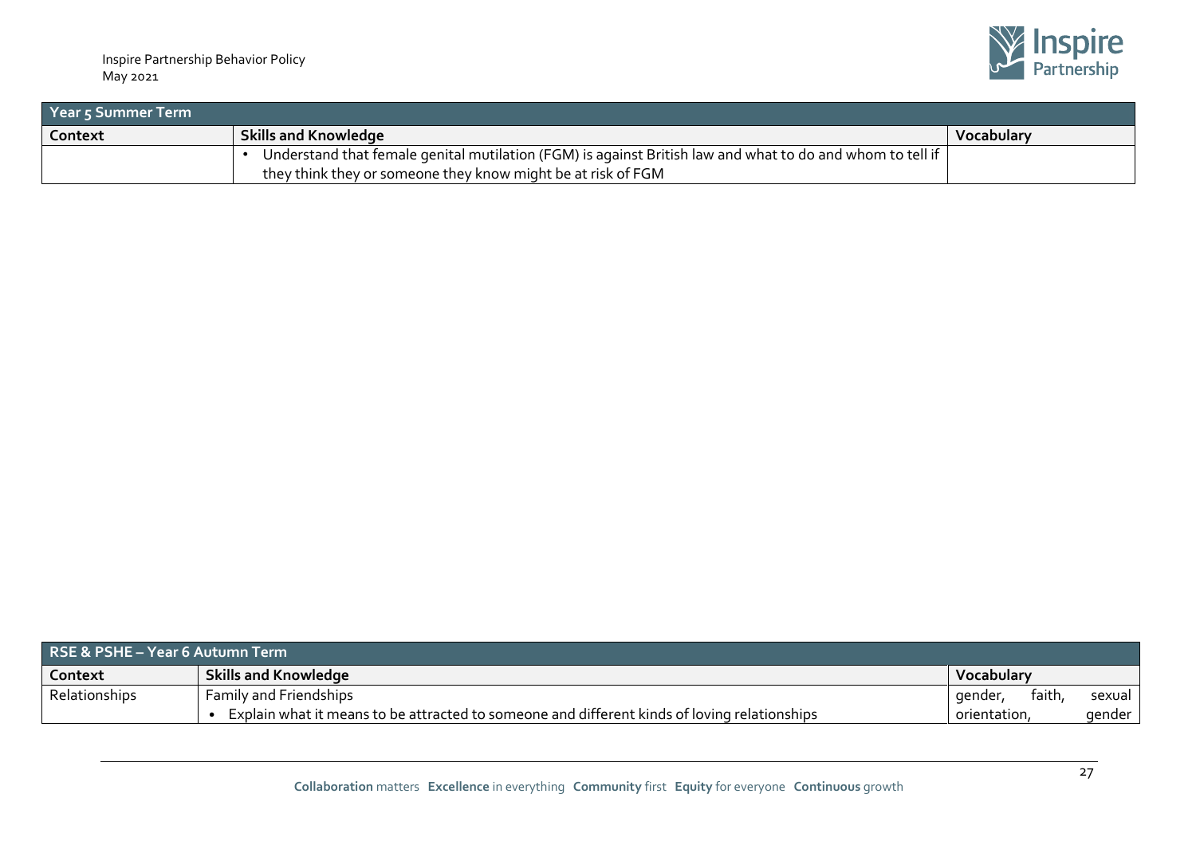| Year 5 Summer Term | | |
|---|---|---|
| **Context** | **Skills and Knowledge** | **Vocabulary** |
| | • Understand that female genital mutilation (FGM) is against British law and what to do and whom to tell if they think they or someone they know might be at risk of FGM | |

| RSE & PSHE – Year 6 Autumn Term | | |
|---|---|---|
| **Context** | **Skills and Knowledge** | **Vocabulary** |
| Relationships | Family and Friendships<br>• Explain what it means to be attracted to someone and different kinds of loving relationships | gender, faith, sexual orientation, gender |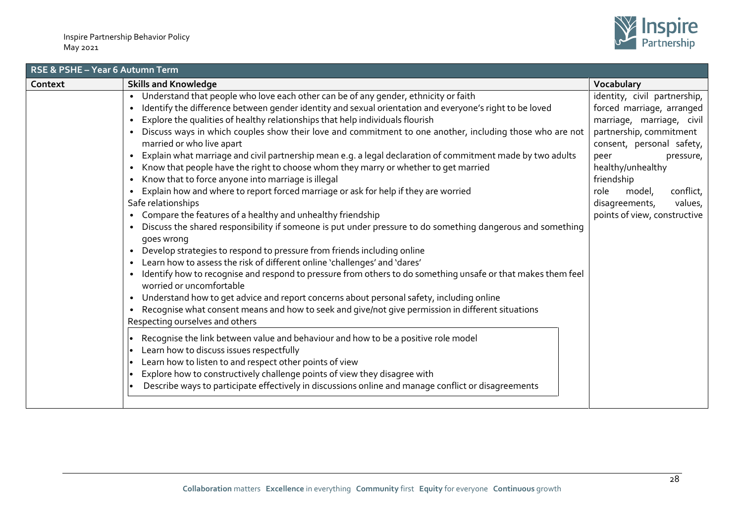| RSE & PSHE – Year 6 Autumn Term | | |
|---|---|---|
| **Context** | **Skills and Knowledge** | **Vocabulary** |
| | • Understand that people who love each other can be of any gender, ethnicity or faith<br>• Identify the difference between gender identity and sexual orientation and everyone's right to be loved<br>• Explore the qualities of healthy relationships that help individuals flourish<br>• Discuss ways in which couples show their love and commitment to one another, including those who are not married or who live apart<br>• Explain what marriage and civil partnership mean e.g. a legal declaration of commitment made by two adults<br>• Know that people have the right to choose whom they marry or whether to get married<br>• Know that to force anyone into marriage is illegal<br>• Explain how and where to report forced marriage or ask for help if they are worried<br>Safe relationships<br>• Compare the features of a healthy and unhealthy friendship<br>• Discuss the shared responsibility if someone is put under pressure to do something dangerous and something goes wrong<br>• Develop strategies to respond to pressure from friends including online<br>• Learn how to assess the risk of different online 'challenges' and 'dares'<br>• Identify how to recognise and respond to pressure from others to do something unsafe or that makes them feel worried or uncomfortable<br>• Understand how to get advice and report concerns about personal safety, including online<br>• Recognise what consent means and how to seek and give/not give permission in different situations<br>Respecting ourselves and others<br>• Recognise the link between value and behaviour and how to be a positive role model<br>• Learn how to discuss issues respectfully<br>• Learn how to listen to and respect other points of view<br>• Explore how to constructively challenge points of view they disagree with<br>• Describe ways to participate effectively in discussions online and manage conflict or disagreements | identity, civil partnership, forced marriage, arranged marriage, marriage, civil partnership, commitment consent, personal safety, peer pressure, healthy/unhealthy friendship<br>role model, conflict, disagreements, values, points of view, constructive |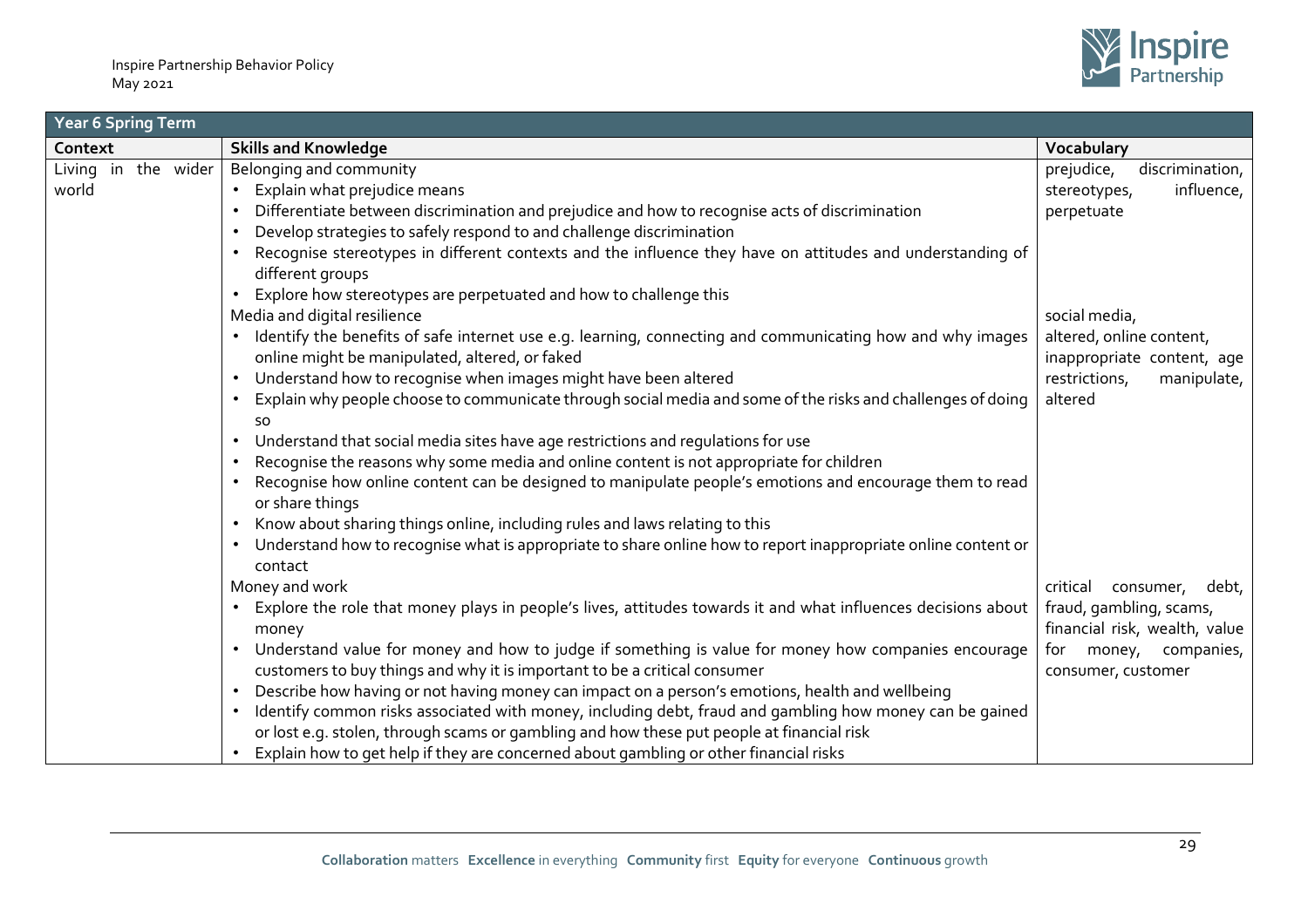| Year 6 Spring Term | | |
|---|---|---|
| **Context** | **Skills and Knowledge** | **Vocabulary** |
| Living in the wider world | Belonging and community<br>• Explain what prejudice means<br>• Differentiate between discrimination and prejudice and how to recognise acts of discrimination<br>• Develop strategies to safely respond to and challenge discrimination<br>• Recognise stereotypes in different contexts and the influence they have on attitudes and understanding of different groups<br>• Explore how stereotypes are perpetuated and how to challenge this | prejudice, discrimination, stereotypes, influence, perpetuate |
| | Media and digital resilience<br>• Identify the benefits of safe internet use e.g. learning, connecting and communicating how and why images online might be manipulated, altered, or faked<br>• Understand how to recognise when images might have been altered<br>• Explain why people choose to communicate through social media and some of the risks and challenges of doing so<br>• Understand that social media sites have age restrictions and regulations for use<br>• Recognise the reasons why some media and online content is not appropriate for children<br>• Recognise how online content can be designed to manipulate people's emotions and encourage them to read or share things<br>• Know about sharing things online, including rules and laws relating to this<br>• Understand how to recognise what is appropriate to share online how to report inappropriate online content or contact | social media, altered, online content, inappropriate content, age restrictions, manipulate, altered |
| | Money and work<br>• Explore the role that money plays in people's lives, attitudes towards it and what influences decisions about money<br>• Understand value for money and how to judge if something is value for money how companies encourage customers to buy things and why it is important to be a critical consumer<br>• Describe how having or not having money can impact on a person's emotions, health and wellbeing<br>• Identify common risks associated with money, including debt, fraud and gambling how money can be gained or lost e.g. stolen, through scams or gambling and how these put people at financial risk<br>• Explain how to get help if they are concerned about gambling or other financial risks | critical consumer, debt, fraud, gambling, scams, financial risk, wealth, value for money, companies, consumer, customer |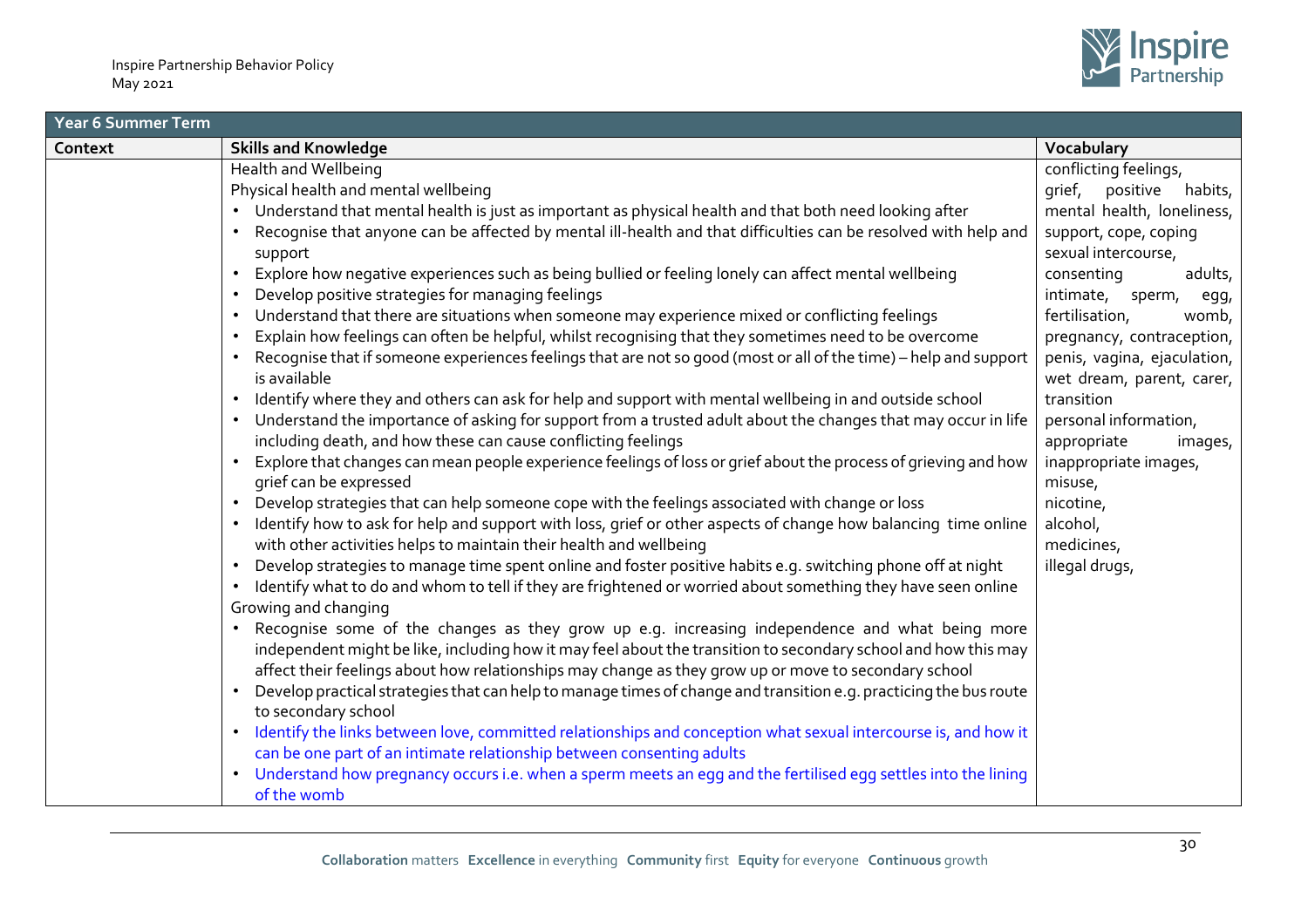| Year 6 Summer Term | | |
|---|---|---|
| **Context** | **Skills and Knowledge** | **Vocabulary** |
| | Health and Wellbeing<br>Physical health and mental wellbeing<br>• Understand that mental health is just as important as physical health and that both need looking after<br>• Recognise that anyone can be affected by mental ill-health and that difficulties can be resolved with help and support<br>• Explore how negative experiences such as being bullied or feeling lonely can affect mental wellbeing<br>• Develop positive strategies for managing feelings<br>• Understand that there are situations when someone may experience mixed or conflicting feelings<br>• Explain how feelings can often be helpful, whilst recognising that they sometimes need to be overcome<br>• Recognise that if someone experiences feelings that are not so good (most or all of the time) – help and support is available<br>• Identify where they and others can ask for help and support with mental wellbeing in and outside school<br>• Understand the importance of asking for support from a trusted adult about the changes that may occur in life including death, and how these can cause conflicting feelings<br>• Explore that changes can mean people experience feelings of loss or grief about the process of grieving and how grief can be expressed<br>• Develop strategies that can help someone cope with the feelings associated with change or loss<br>• Identify how to ask for help and support with loss, grief or other aspects of change how balancing time online with other activities helps to maintain their health and wellbeing<br>• Develop strategies to manage time spent online and foster positive habits e.g. switching phone off at night<br>• Identify what to do and whom to tell if they are frightened or worried about something they have seen online<br>Growing and changing<br>• Recognise some of the changes as they grow up e.g. increasing independence and what being more independent might be like, including how it may feel about the transition to secondary school and how this may affect their feelings about how relationships may change as they grow up or move to secondary school<br>• Develop practical strategies that can help to manage times of change and transition e.g. practicing the bus route to secondary school<br>• Identify the links between love, committed relationships and conception what sexual intercourse is, and how it can be one part of an intimate relationship between consenting adults<br>• Understand how pregnancy occurs i.e. when a sperm meets an egg and the fertilised egg settles into the lining of the womb | conflicting feelings, grief, positive habits, mental health, loneliness, support, cope, coping sexual intercourse, consenting adults, intimate, sperm, egg, fertilisation, womb, pregnancy, contraception, penis, vagina, ejaculation, wet dream, parent, carer, transition personal information, appropriate images, inappropriate images, misuse, nicotine, alcohol, medicines, illegal drugs, |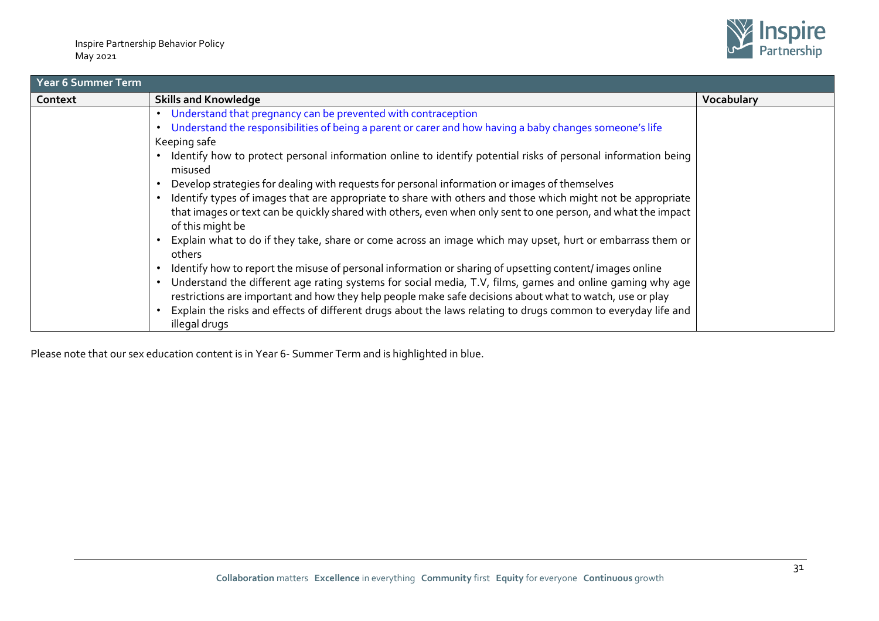| Year 6 Summer Term | | |
|---|---|---|
| **Context** | **Skills and Knowledge** | **Vocabulary** |
| | • Understand that pregnancy can be prevented with contraception<br>• Understand the responsibilities of being a parent or carer and how having a baby changes someone's life<br>Keeping safe<br>• Identify how to protect personal information online to identify potential risks of personal information being misused<br>• Develop strategies for dealing with requests for personal information or images of themselves<br>• Identify types of images that are appropriate to share with others and those which might not be appropriate that images or text can be quickly shared with others, even when only sent to one person, and what the impact of this might be<br>• Explain what to do if they take, share or come across an image which may upset, hurt or embarrass them or others<br>• Identify how to report the misuse of personal information or sharing of upsetting content/ images online<br>• Understand the different age rating systems for social media, T.V, films, games and online gaming why age restrictions are important and how they help people make safe decisions about what to watch, use or play<br>• Explain the risks and effects of different drugs about the laws relating to drugs common to everyday life and illegal drugs | |

Please note that our sex education content is in Year 6- Summer Term and is highlighted in blue.